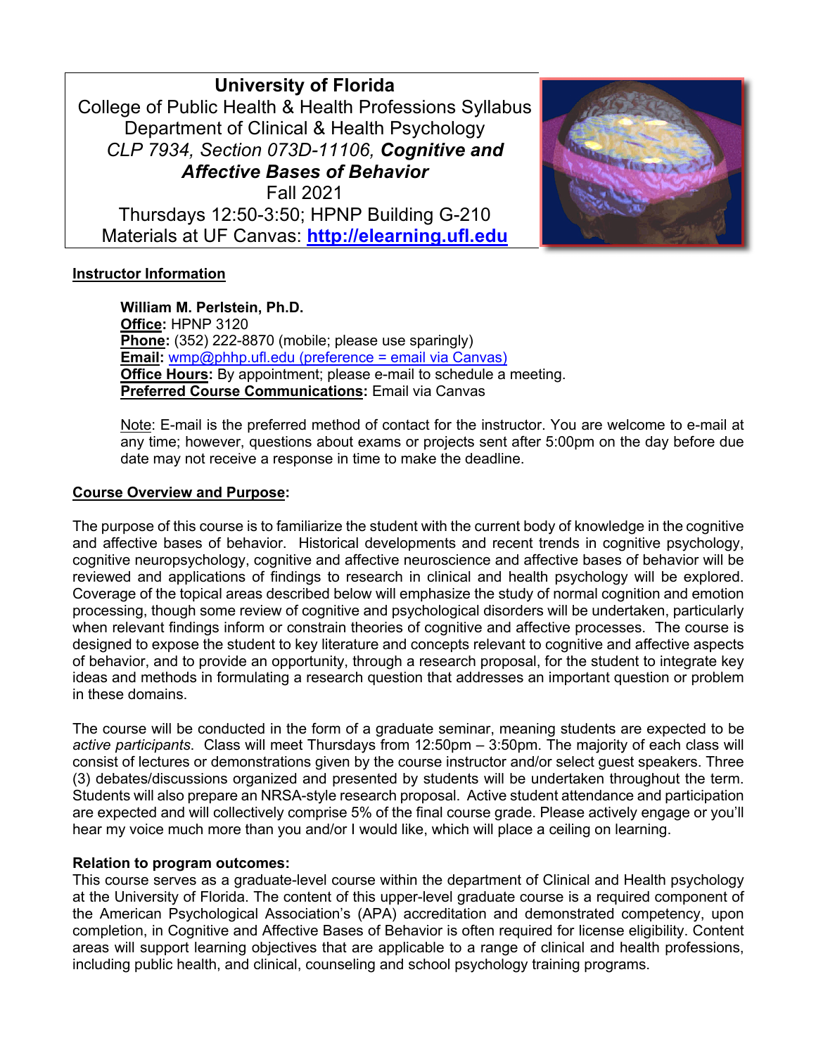**University of Florida**
College of Public Health & Health Professions Syllabus
Department of Clinical & Health Psychology
*CLP 7934, Section 073D-11106,* ***Cognitive and Affective Bases of Behavior***
Fall 2021
Thursdays 12:50-3:50; HPNP Building G-210
Materials at UF Canvas: **http://elearning.ufl.edu**

## Instructor Information

**William M. Perlstein, Ph.D.**
**Office:** HPNP 3120
**Phone:** (352) 222-8870 (mobile; please use sparingly)
**Email:** wmp@phhp.ufl.edu (preference = email via Canvas)
**Office Hours:** By appointment; please e-mail to schedule a meeting.
**Preferred Course Communications:** Email via Canvas

Note: E-mail is the preferred method of contact for the instructor. You are welcome to e-mail at any time; however, questions about exams or projects sent after 5:00pm on the day before due date may not receive a response in time to make the deadline.

## Course Overview and Purpose:

The purpose of this course is to familiarize the student with the current body of knowledge in the cognitive and affective bases of behavior. Historical developments and recent trends in cognitive psychology, cognitive neuropsychology, cognitive and affective neuroscience and affective bases of behavior will be reviewed and applications of findings to research in clinical and health psychology will be explored. Coverage of the topical areas described below will emphasize the study of normal cognition and emotion processing, though some review of cognitive and psychological disorders will be undertaken, particularly when relevant findings inform or constrain theories of cognitive and affective processes. The course is designed to expose the student to key literature and concepts relevant to cognitive and affective aspects of behavior, and to provide an opportunity, through a research proposal, for the student to integrate key ideas and methods in formulating a research question that addresses an important question or problem in these domains.

The course will be conducted in the form of a graduate seminar, meaning students are expected to be *active participants*. Class will meet Thursdays from 12:50pm – 3:50pm. The majority of each class will consist of lectures or demonstrations given by the course instructor and/or select guest speakers. Three (3) debates/discussions organized and presented by students will be undertaken throughout the term. Students will also prepare an NRSA-style research proposal. Active student attendance and participation are expected and will collectively comprise 5% of the final course grade. Please actively engage or you'll hear my voice much more than you and/or I would like, which will place a ceiling on learning.

**Relation to program outcomes:**
This course serves as a graduate-level course within the department of Clinical and Health psychology at the University of Florida. The content of this upper-level graduate course is a required component of the American Psychological Association's (APA) accreditation and demonstrated competency, upon completion, in Cognitive and Affective Bases of Behavior is often required for license eligibility. Content areas will support learning objectives that are applicable to a range of clinical and health professions, including public health, and clinical, counseling and school psychology training programs.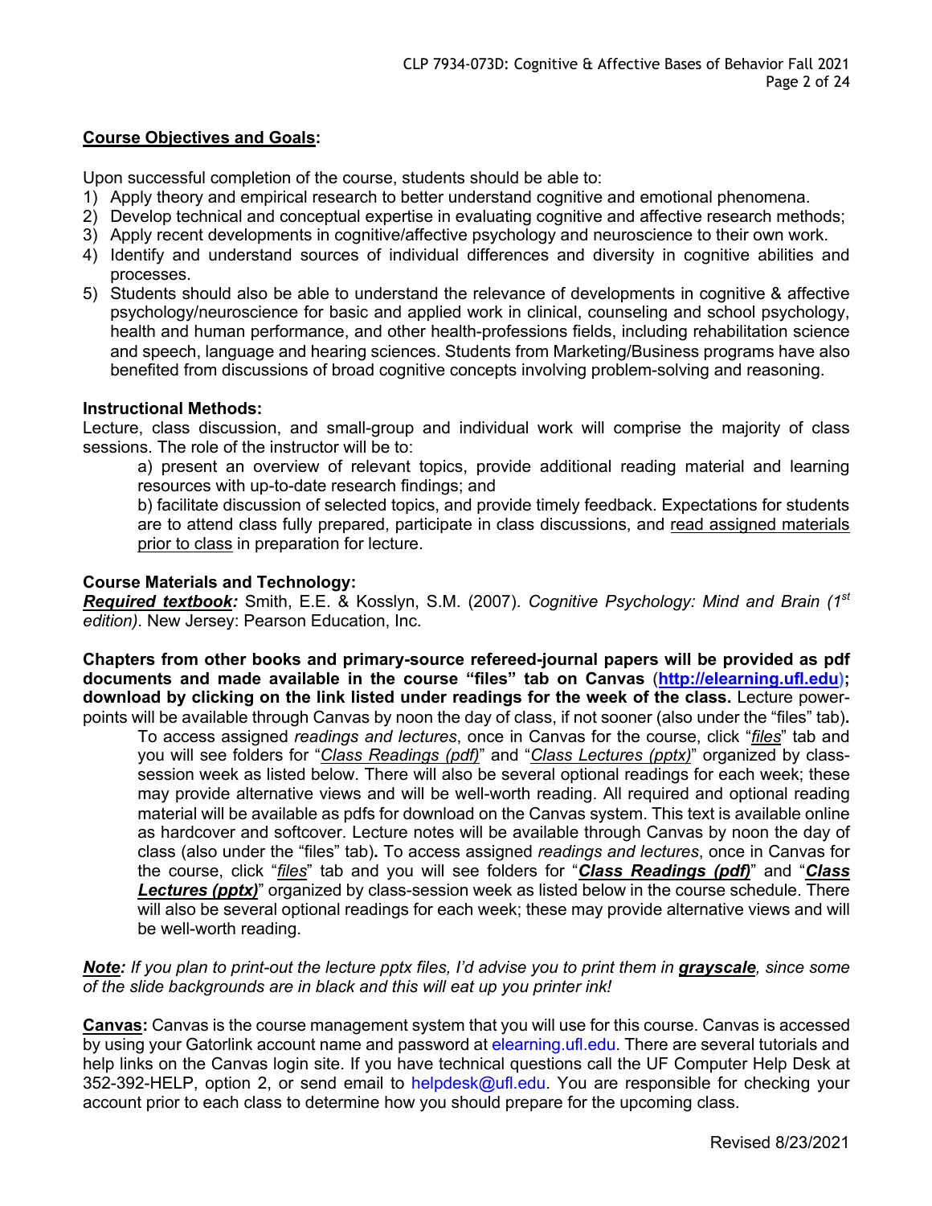**Course Objectives and Goals:**

Upon successful completion of the course, students should be able to:

1) Apply theory and empirical research to better understand cognitive and emotional phenomena.
2) Develop technical and conceptual expertise in evaluating cognitive and affective research methods;
3) Apply recent developments in cognitive/affective psychology and neuroscience to their own work.
4) Identify and understand sources of individual differences and diversity in cognitive abilities and processes.
5) Students should also be able to understand the relevance of developments in cognitive & affective psychology/neuroscience for basic and applied work in clinical, counseling and school psychology, health and human performance, and other health-professions fields, including rehabilitation science and speech, language and hearing sciences. Students from Marketing/Business programs have also benefited from discussions of broad cognitive concepts involving problem-solving and reasoning.

**Instructional Methods:**

Lecture, class discussion, and small-group and individual work will comprise the majority of class sessions. The role of the instructor will be to:

a) present an overview of relevant topics, provide additional reading material and learning resources with up-to-date research findings; and

b) facilitate discussion of selected topics, and provide timely feedback. Expectations for students are to attend class fully prepared, participate in class discussions, and read assigned materials prior to class in preparation for lecture.

**Course Materials and Technology:**

***Required textbook:*** Smith, E.E. & Kosslyn, S.M. (2007). *Cognitive Psychology: Mind and Brain (1st edition)*. New Jersey: Pearson Education, Inc.

**Chapters from other books and primary-source refereed-journal papers will be provided as pdf documents and made available in the course "files" tab on Canvas (http://elearning.ufl.edu); download by clicking on the link listed under readings for the week of the class.** Lecture power-points will be available through Canvas by noon the day of class, if not sooner (also under the "files" tab)**.**

To access assigned *readings and lectures*, once in Canvas for the course, click "*files*" tab and you will see folders for "*Class Readings (pdf)*" and "*Class Lectures (pptx)*" organized by class-session week as listed below. There will also be several optional readings for each week; these may provide alternative views and will be well-worth reading. All required and optional reading material will be available as pdfs for download on the Canvas system. This text is available online as hardcover and softcover. Lecture notes will be available through Canvas by noon the day of class (also under the "files" tab)**.** To access assigned *readings and lectures*, once in Canvas for the course, click "*files*" tab and you will see folders for "***Class Readings (pdf)***" and "***Class Lectures (pptx)***" organized by class-session week as listed below in the course schedule. There will also be several optional readings for each week; these may provide alternative views and will be well-worth reading.

***Note:*** *If you plan to print-out the lecture pptx files, I'd advise you to print them in* ***grayscale****, since some of the slide backgrounds are in black and this will eat up you printer ink!*

**Canvas:** Canvas is the course management system that you will use for this course. Canvas is accessed by using your Gatorlink account name and password at elearning.ufl.edu. There are several tutorials and help links on the Canvas login site. If you have technical questions call the UF Computer Help Desk at 352-392-HELP, option 2, or send email to helpdesk@ufl.edu. You are responsible for checking your account prior to each class to determine how you should prepare for the upcoming class.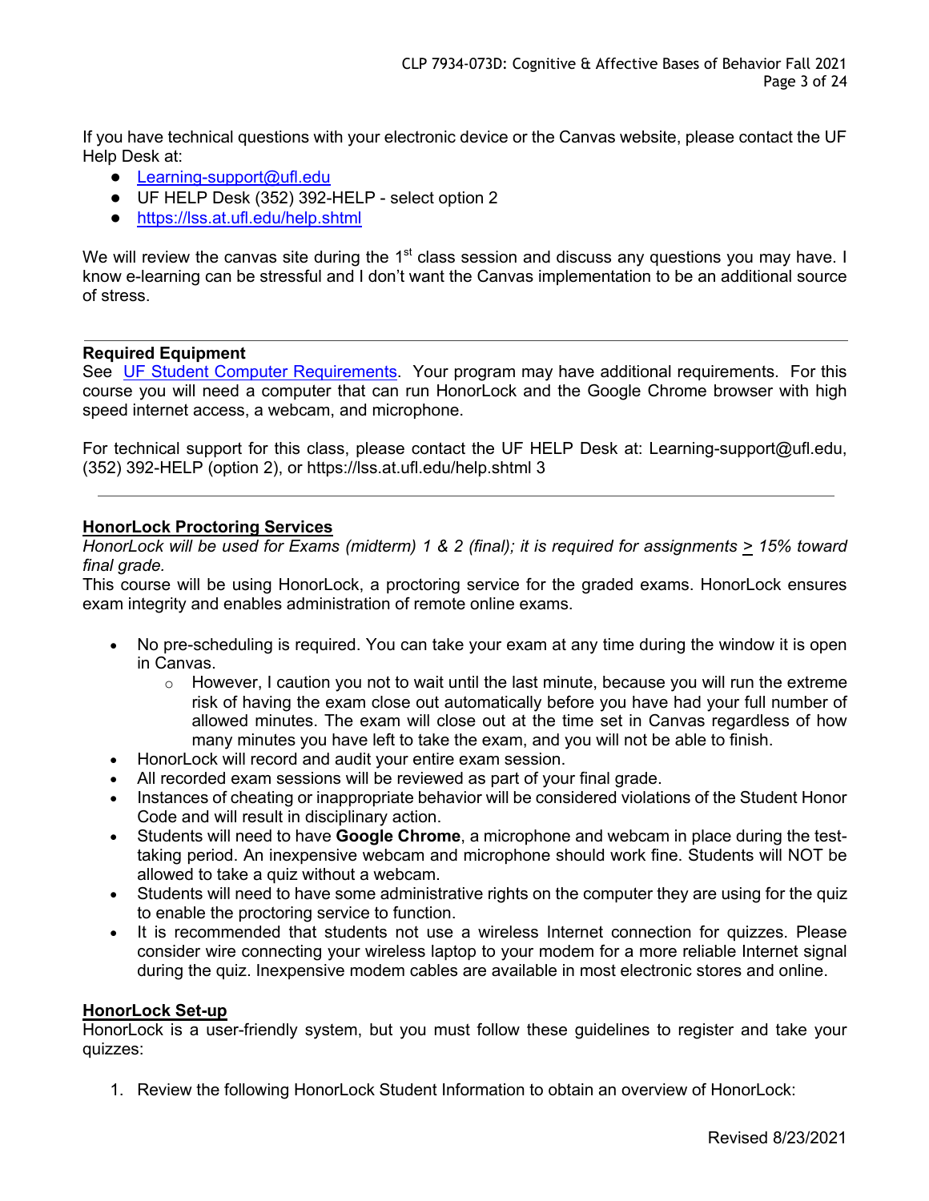If you have technical questions with your electronic device or the Canvas website, please contact the UF Help Desk at:

- Learning-support@ufl.edu
- UF HELP Desk (352) 392-HELP - select option 2
- https://lss.at.ufl.edu/help.shtml

We will review the canvas site during the 1st class session and discuss any questions you may have. I know e-learning can be stressful and I don't want the Canvas implementation to be an additional source of stress.

---

**Required Equipment**

See UF Student Computer Requirements. Your program may have additional requirements. For this course you will need a computer that can run HonorLock and the Google Chrome browser with high speed internet access, a webcam, and microphone.

For technical support for this class, please contact the UF HELP Desk at: Learning-support@ufl.edu, (352) 392-HELP (option 2), or https://lss.at.ufl.edu/help.shtml 3

---

**HonorLock Proctoring Services**

*HonorLock will be used for Exams (midterm) 1 & 2 (final); it is required for assignments ≥ 15% toward final grade.*

This course will be using HonorLock, a proctoring service for the graded exams. HonorLock ensures exam integrity and enables administration of remote online exams.

- No pre-scheduling is required. You can take your exam at any time during the window it is open in Canvas.
  - However, I caution you not to wait until the last minute, because you will run the extreme risk of having the exam close out automatically before you have had your full number of allowed minutes. The exam will close out at the time set in Canvas regardless of how many minutes you have left to take the exam, and you will not be able to finish.
- HonorLock will record and audit your entire exam session.
- All recorded exam sessions will be reviewed as part of your final grade.
- Instances of cheating or inappropriate behavior will be considered violations of the Student Honor Code and will result in disciplinary action.
- Students will need to have **Google Chrome**, a microphone and webcam in place during the test-taking period. An inexpensive webcam and microphone should work fine. Students will NOT be allowed to take a quiz without a webcam.
- Students will need to have some administrative rights on the computer they are using for the quiz to enable the proctoring service to function.
- It is recommended that students not use a wireless Internet connection for quizzes. Please consider wire connecting your wireless laptop to your modem for a more reliable Internet signal during the quiz. Inexpensive modem cables are available in most electronic stores and online.

**HonorLock Set-up**

HonorLock is a user-friendly system, but you must follow these guidelines to register and take your quizzes:

1. Review the following HonorLock Student Information to obtain an overview of HonorLock:

Revised 8/23/2021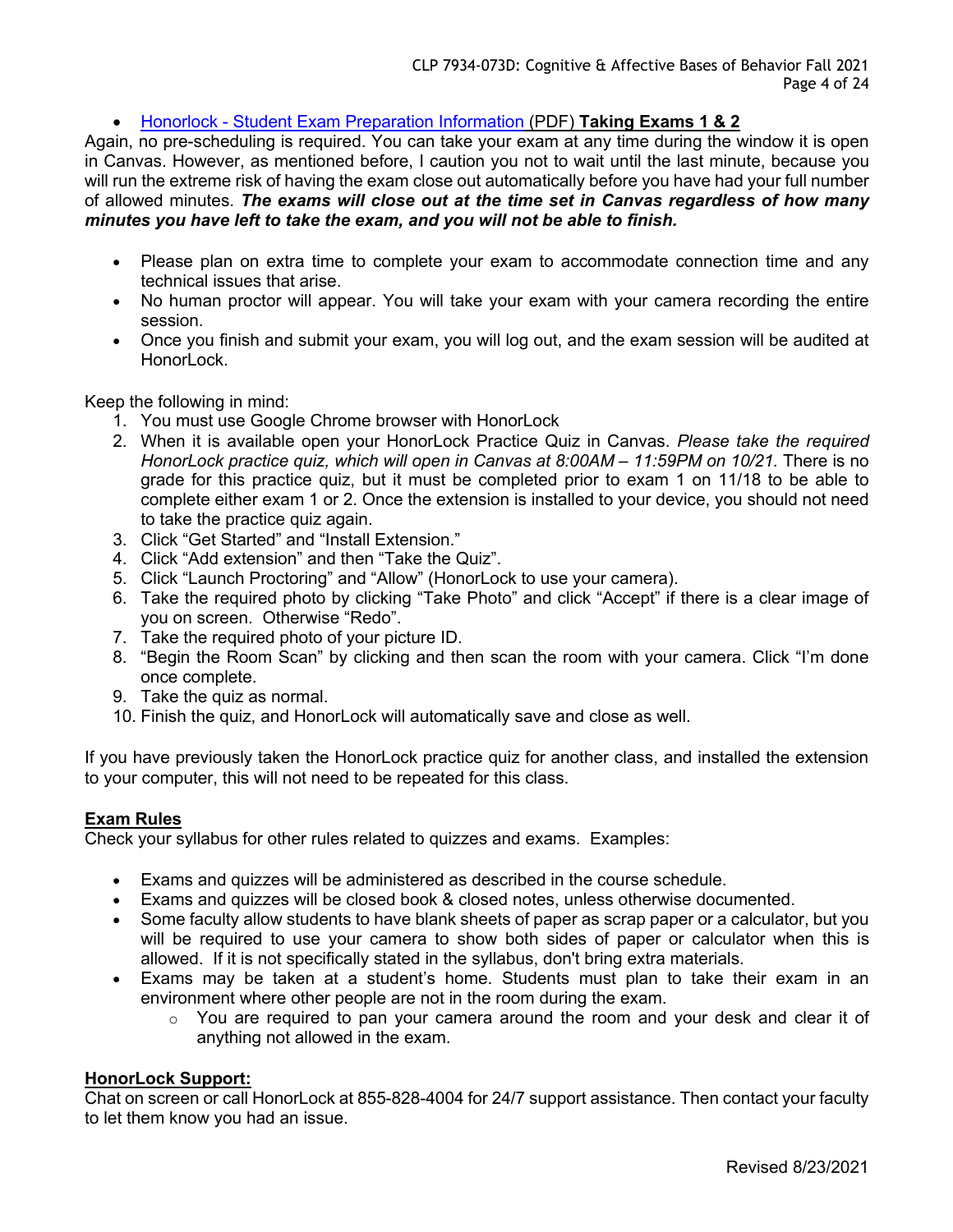- Honorlock - Student Exam Preparation Information (PDF) **Taking Exams 1 & 2**

Again, no pre-scheduling is required. You can take your exam at any time during the window it is open in Canvas. However, as mentioned before, I caution you not to wait until the last minute, because you will run the extreme risk of having the exam close out automatically before you have had your full number of allowed minutes. ***The exams will close out at the time set in Canvas regardless of how many minutes you have left to take the exam, and you will not be able to finish.***

- Please plan on extra time to complete your exam to accommodate connection time and any technical issues that arise.
- No human proctor will appear. You will take your exam with your camera recording the entire session.
- Once you finish and submit your exam, you will log out, and the exam session will be audited at HonorLock.

Keep the following in mind:

1. You must use Google Chrome browser with HonorLock
2. When it is available open your HonorLock Practice Quiz in Canvas. *Please take the required HonorLock practice quiz, which will open in Canvas at 8:00AM – 11:59PM on 10/21.* There is no grade for this practice quiz, but it must be completed prior to exam 1 on 11/18 to be able to complete either exam 1 or 2. Once the extension is installed to your device, you should not need to take the practice quiz again.
3. Click "Get Started" and "Install Extension."
4. Click "Add extension" and then "Take the Quiz".
5. Click "Launch Proctoring" and "Allow" (HonorLock to use your camera).
6. Take the required photo by clicking "Take Photo" and click "Accept" if there is a clear image of you on screen. Otherwise "Redo".
7. Take the required photo of your picture ID.
8. "Begin the Room Scan" by clicking and then scan the room with your camera. Click "I'm done once complete.
9. Take the quiz as normal.
10. Finish the quiz, and HonorLock will automatically save and close as well.

If you have previously taken the HonorLock practice quiz for another class, and installed the extension to your computer, this will not need to be repeated for this class.

**Exam Rules**

Check your syllabus for other rules related to quizzes and exams. Examples:

- Exams and quizzes will be administered as described in the course schedule.
- Exams and quizzes will be closed book & closed notes, unless otherwise documented.
- Some faculty allow students to have blank sheets of paper as scrap paper or a calculator, but you will be required to use your camera to show both sides of paper or calculator when this is allowed. If it is not specifically stated in the syllabus, don't bring extra materials.
- Exams may be taken at a student's home. Students must plan to take their exam in an environment where other people are not in the room during the exam.
  - You are required to pan your camera around the room and your desk and clear it of anything not allowed in the exam.

**HonorLock Support:**

Chat on screen or call HonorLock at 855-828-4004 for 24/7 support assistance. Then contact your faculty to let them know you had an issue.

Revised 8/23/2021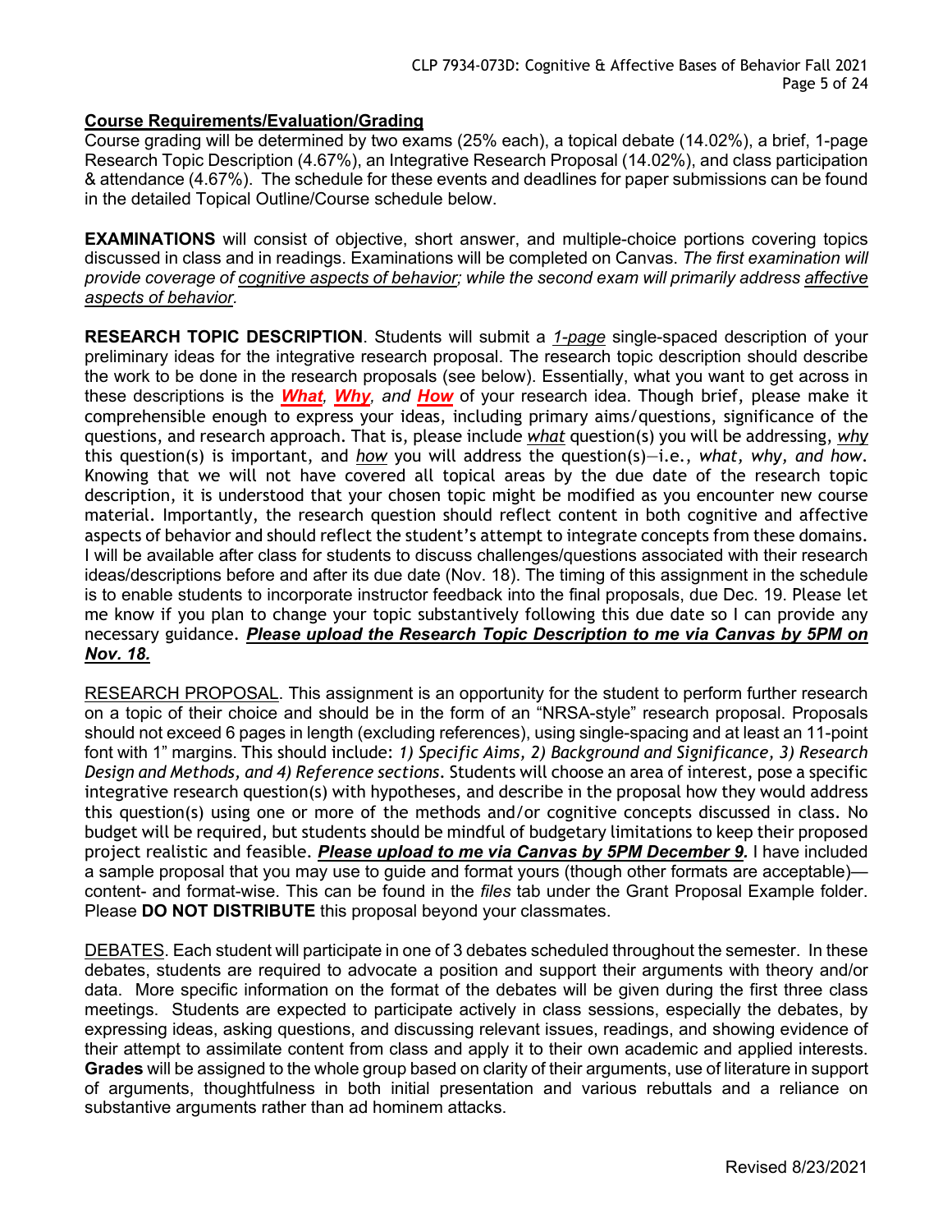**Course Requirements/Evaluation/Grading**

Course grading will be determined by two exams (25% each), a topical debate (14.02%), a brief, 1-page Research Topic Description (4.67%), an Integrative Research Proposal (14.02%), and class participation & attendance (4.67%). The schedule for these events and deadlines for paper submissions can be found in the detailed Topical Outline/Course schedule below.

**EXAMINATIONS** will consist of objective, short answer, and multiple-choice portions covering topics discussed in class and in readings. Examinations will be completed on Canvas. *The first examination will provide coverage of cognitive aspects of behavior; while the second exam will primarily address affective aspects of behavior.*

**RESEARCH TOPIC DESCRIPTION**. Students will submit a *1-page* single-spaced description of your preliminary ideas for the integrative research proposal. The research topic description should describe the work to be done in the research proposals (see below). Essentially, what you want to get across in these descriptions is the ***What**, **Why**, and **How*** of your research idea. Though brief, please make it comprehensible enough to express your ideas, including primary aims/questions, significance of the questions, and research approach. That is, please include *what* question(s) you will be addressing, *why* this question(s) is important, and *how* you will address the question(s)—i.e., *what, why, and how*. Knowing that we will not have covered all topical areas by the due date of the research topic description, it is understood that your chosen topic might be modified as you encounter new course material. Importantly, the research question should reflect content in both cognitive and affective aspects of behavior and should reflect the student's attempt to integrate concepts from these domains. I will be available after class for students to discuss challenges/questions associated with their research ideas/descriptions before and after its due date (Nov. 18). The timing of this assignment in the schedule is to enable students to incorporate instructor feedback into the final proposals, due Dec. 19. Please let me know if you plan to change your topic substantively following this due date so I can provide any necessary guidance. ***Please upload the Research Topic Description to me via Canvas by 5PM on Nov. 18.***

RESEARCH PROPOSAL. This assignment is an opportunity for the student to perform further research on a topic of their choice and should be in the form of an "NRSA-style" research proposal. Proposals should not exceed 6 pages in length (excluding references), using single-spacing and at least an 11-point font with 1" margins. This should include: *1) Specific Aims, 2) Background and Significance, 3) Research Design and Methods, and 4) Reference sections*. Students will choose an area of interest, pose a specific integrative research question(s) with hypotheses, and describe in the proposal how they would address this question(s) using one or more of the methods and/or cognitive concepts discussed in class. No budget will be required, but students should be mindful of budgetary limitations to keep their proposed project realistic and feasible. ***Please upload to me via Canvas by 5PM December 9.*** I have included a sample proposal that you may use to guide and format yours (though other formats are acceptable)—content- and format-wise. This can be found in the *files* tab under the Grant Proposal Example folder. Please **DO NOT DISTRIBUTE** this proposal beyond your classmates.

DEBATES. Each student will participate in one of 3 debates scheduled throughout the semester. In these debates, students are required to advocate a position and support their arguments with theory and/or data. More specific information on the format of the debates will be given during the first three class meetings. Students are expected to participate actively in class sessions, especially the debates, by expressing ideas, asking questions, and discussing relevant issues, readings, and showing evidence of their attempt to assimilate content from class and apply it to their own academic and applied interests. **Grades** will be assigned to the whole group based on clarity of their arguments, use of literature in support of arguments, thoughtfulness in both initial presentation and various rebuttals and a reliance on substantive arguments rather than ad hominem attacks.

Revised 8/23/2021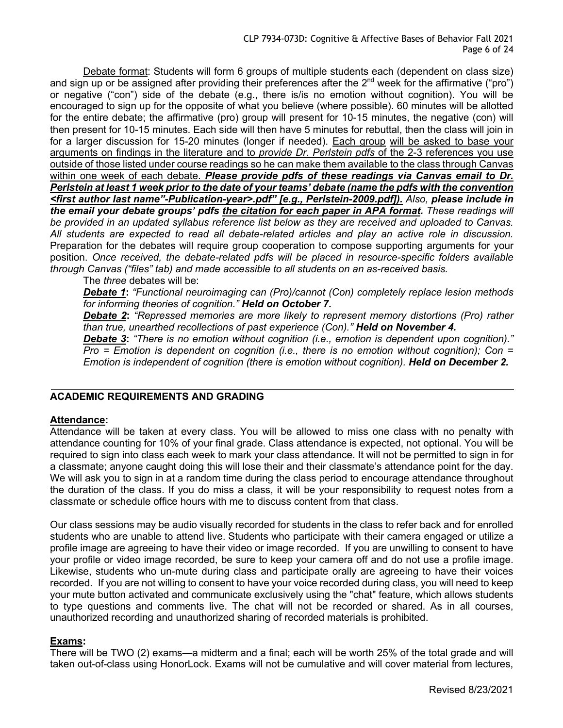Debate format: Students will form 6 groups of multiple students each (dependent on class size) and sign up or be assigned after providing their preferences after the 2nd week for the affirmative ("pro") or negative ("con") side of the debate (e.g., there is/is no emotion without cognition). You will be encouraged to sign up for the opposite of what you believe (where possible). 60 minutes will be allotted for the entire debate; the affirmative (pro) group will present for 10-15 minutes, the negative (con) will then present for 10-15 minutes. Each side will then have 5 minutes for rebuttal, then the class will join in for a larger discussion for 15-20 minutes (longer if needed). Each group will be asked to base your arguments on findings in the literature and to *provide Dr. Perlstein pdfs* of the 2-3 references you use outside of those listed under course readings so he can make them available to the class through Canvas within one week of each debate. ***Please provide pdfs of these readings via Canvas email to Dr. Perlstein at least 1 week prior to the date of your teams' debate (name the pdfs with the convention <first author last name"-Publication-year>.pdf" [e.g., Perlstein-2009.pdf]).*** *Also,* ***please include in the email your debate groups' pdfs the citation for each paper in APA format.*** *These readings will be provided in an updated syllabus reference list below as they are received and uploaded to Canvas. All students are expected to read all debate-related articles and play an active role in discussion.* Preparation for the debates will require group cooperation to compose supporting arguments for your position. *Once received, the debate-related pdfs will be placed in resource-specific folders available through Canvas ("files" tab) and made accessible to all students on an as-received basis.*

The *three* debates will be:

***Debate 1***: *"Functional neuroimaging can (Pro)/cannot (Con) completely replace lesion methods for informing theories of cognition."* ***Held on October 7.***

***Debate 2***: *"Repressed memories are more likely to represent memory distortions (Pro) rather than true, unearthed recollections of past experience (Con)."* ***Held on November 4.***

***Debate 3***: *"There is no emotion without cognition (i.e., emotion is dependent upon cognition)." Pro = Emotion is dependent on cognition (i.e., there is no emotion without cognition); Con = Emotion is independent of cognition (there is emotion without cognition).* ***Held on December 2.***

## ACADEMIC REQUIREMENTS AND GRADING

**Attendance:**

Attendance will be taken at every class. You will be allowed to miss one class with no penalty with attendance counting for 10% of your final grade. Class attendance is expected, not optional. You will be required to sign into class each week to mark your class attendance. It will not be permitted to sign in for a classmate; anyone caught doing this will lose their and their classmate's attendance point for the day. We will ask you to sign in at a random time during the class period to encourage attendance throughout the duration of the class. If you do miss a class, it will be your responsibility to request notes from a classmate or schedule office hours with me to discuss content from that class.

Our class sessions may be audio visually recorded for students in the class to refer back and for enrolled students who are unable to attend live. Students who participate with their camera engaged or utilize a profile image are agreeing to have their video or image recorded. If you are unwilling to consent to have your profile or video image recorded, be sure to keep your camera off and do not use a profile image. Likewise, students who un-mute during class and participate orally are agreeing to have their voices recorded. If you are not willing to consent to have your voice recorded during class, you will need to keep your mute button activated and communicate exclusively using the "chat" feature, which allows students to type questions and comments live. The chat will not be recorded or shared. As in all courses, unauthorized recording and unauthorized sharing of recorded materials is prohibited.

**Exams:**

There will be TWO (2) exams—a midterm and a final; each will be worth 25% of the total grade and will taken out-of-class using HonorLock. Exams will not be cumulative and will cover material from lectures,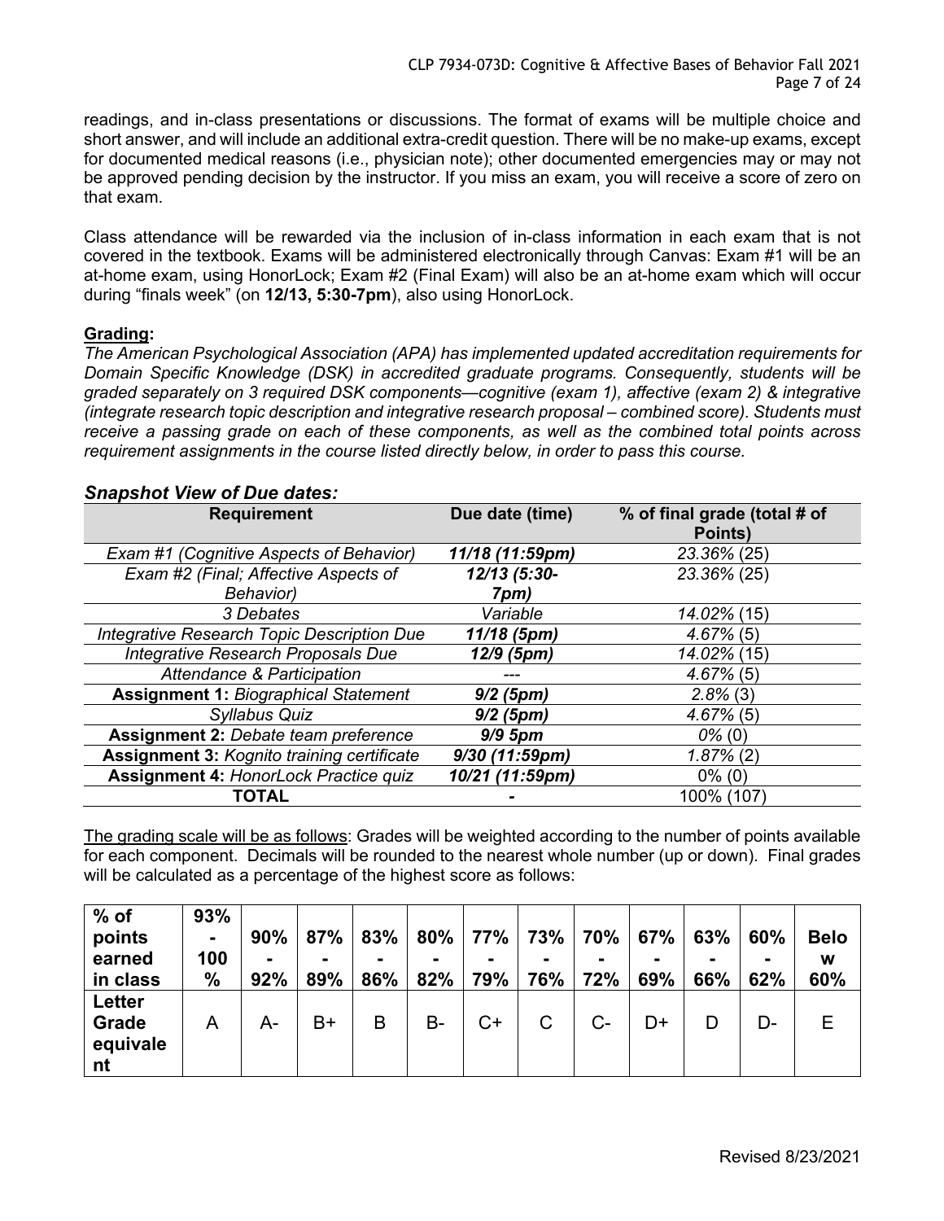readings, and in-class presentations or discussions. The format of exams will be multiple choice and short answer, and will include an additional extra-credit question. There will be no make-up exams, except for documented medical reasons (i.e., physician note); other documented emergencies may or may not be approved pending decision by the instructor. If you miss an exam, you will receive a score of zero on that exam.

Class attendance will be rewarded via the inclusion of in-class information in each exam that is not covered in the textbook. Exams will be administered electronically through Canvas: Exam #1 will be an at-home exam, using HonorLock; Exam #2 (Final Exam) will also be an at-home exam which will occur during "finals week" (on **12/13, 5:30-7pm**), also using HonorLock.

**Grading:**

*The American Psychological Association (APA) has implemented updated accreditation requirements for Domain Specific Knowledge (DSK) in accredited graduate programs. Consequently, students will be graded separately on 3 required DSK components—cognitive (exam 1), affective (exam 2) & integrative (integrate research topic description and integrative research proposal – combined score). Students must receive a passing grade on each of these components, as well as the combined total points across requirement assignments in the course listed directly below, in order to pass this course.*

### *Snapshot View of Due dates:*

| Requirement | Due date (time) | % of final grade (total # of Points) |
|---|---|---|
| *Exam #1 (Cognitive Aspects of Behavior)* | ***11/18 (11:59pm)*** | *23.36%* (25) |
| *Exam #2 (Final; Affective Aspects of Behavior)* | ***12/13 (5:30-7pm)*** | *23.36%* (25) |
| *3 Debates* | *Variable* | *14.02%* (15) |
| *Integrative Research Topic Description Due* | ***11/18 (5pm)*** | *4.67%* (5) |
| *Integrative Research Proposals Due* | ***12/9 (5pm)*** | *14.02%* (15) |
| *Attendance & Participation* | --- | *4.67%* (5) |
| **Assignment 1:** *Biographical Statement* | ***9/2 (5pm)*** | *2.8%* (3) |
| *Syllabus Quiz* | ***9/2 (5pm)*** | *4.67%* (5) |
| **Assignment 2:** *Debate team preference* | ***9/9 5pm*** | *0%* (0) |
| **Assignment 3:** *Kognito training certificate* | ***9/30 (11:59pm)*** | *1.87%* (2) |
| **Assignment 4:** *HonorLock Practice quiz* | ***10/21 (11:59pm)*** | 0% (0) |
| **TOTAL** | **-** | 100% (107) |

The grading scale will be as follows: Grades will be weighted according to the number of points available for each component. Decimals will be rounded to the nearest whole number (up or down). Final grades will be calculated as a percentage of the highest score as follows:

| **% of points earned in class** | **93% - 100 %** | **90% - 92%** | **87% - 89%** | **83% - 86%** | **80% - 82%** | **77% - 79%** | **73% - 76%** | **70% - 72%** | **67% - 69%** | **63% - 66%** | **60% - 62%** | **Below 60%** |
|---|---|---|---|---|---|---|---|---|---|---|---|---|
| **Letter Grade equivalent** | A | A- | B+ | B | B- | C+ | C | C- | D+ | D | D- | E |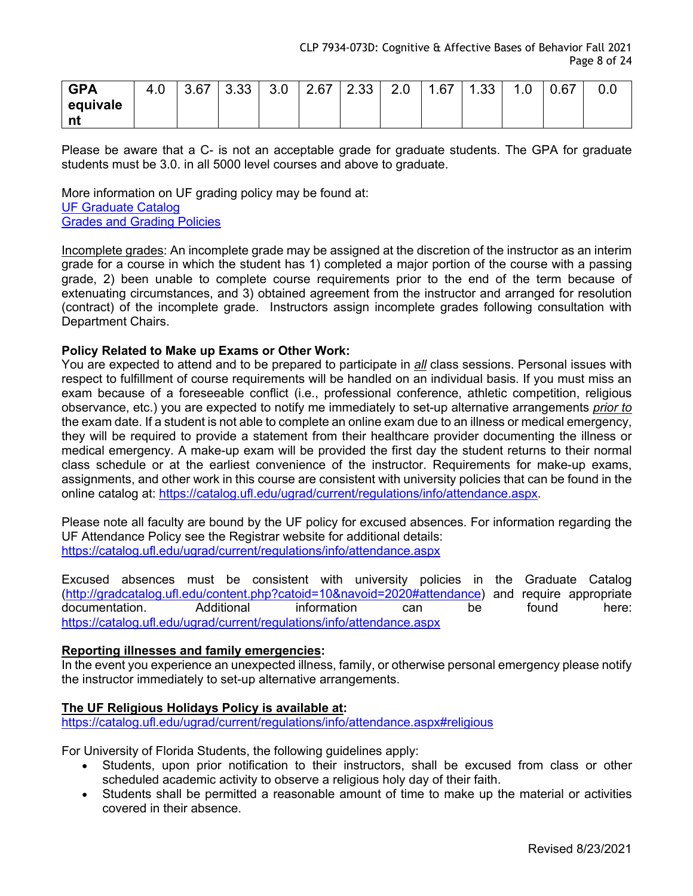| GPA equivalent | 4.0 | 3.67 | 3.33 | 3.0 | 2.67 | 2.33 | 2.0 | 1.67 | 1.33 | 1.0 | 0.67 | 0.0 |
|---|---|---|---|---|---|---|---|---|---|---|---|---|

Please be aware that a C- is not an acceptable grade for graduate students. The GPA for graduate students must be 3.0. in all 5000 level courses and above to graduate.

More information on UF grading policy may be found at:
[UF Graduate Catalog](UF Graduate Catalog)
[Grades and Grading Policies](Grades and Grading Policies)

<u>Incomplete grades</u>: An incomplete grade may be assigned at the discretion of the instructor as an interim grade for a course in which the student has 1) completed a major portion of the course with a passing grade, 2) been unable to complete course requirements prior to the end of the term because of extenuating circumstances, and 3) obtained agreement from the instructor and arranged for resolution (contract) of the incomplete grade. Instructors assign incomplete grades following consultation with Department Chairs.

**Policy Related to Make up Exams or Other Work:**
You are expected to attend and to be prepared to participate in ***all*** class sessions. Personal issues with respect to fulfillment of course requirements will be handled on an individual basis. If you must miss an exam because of a foreseeable conflict (i.e., professional conference, athletic competition, religious observance, etc.) you are expected to notify me immediately to set-up alternative arrangements ***prior to*** the exam date. If a student is not able to complete an online exam due to an illness or medical emergency, they will be required to provide a statement from their healthcare provider documenting the illness or medical emergency. A make-up exam will be provided the first day the student returns to their normal class schedule or at the earliest convenience of the instructor. Requirements for make-up exams, assignments, and other work in this course are consistent with university policies that can be found in the online catalog at: https://catalog.ufl.edu/ugrad/current/regulations/info/attendance.aspx.

Please note all faculty are bound by the UF policy for excused absences. For information regarding the UF Attendance Policy see the Registrar website for additional details:
https://catalog.ufl.edu/ugrad/current/regulations/info/attendance.aspx

Excused absences must be consistent with university policies in the Graduate Catalog (http://gradcatalog.ufl.edu/content.php?catoid=10&navoid=2020#attendance) and require appropriate documentation. Additional information can be found here: https://catalog.ufl.edu/ugrad/current/regulations/info/attendance.aspx

**<u>Reporting illnesses and family emergencies</u>:**
In the event you experience an unexpected illness, family, or otherwise personal emergency please notify the instructor immediately to set-up alternative arrangements.

**<u>The UF Religious Holidays Policy is available at</u>:**
https://catalog.ufl.edu/ugrad/current/regulations/info/attendance.aspx#religious

For University of Florida Students, the following guidelines apply:

- Students, upon prior notification to their instructors, shall be excused from class or other scheduled academic activity to observe a religious holy day of their faith.
- Students shall be permitted a reasonable amount of time to make up the material or activities covered in their absence.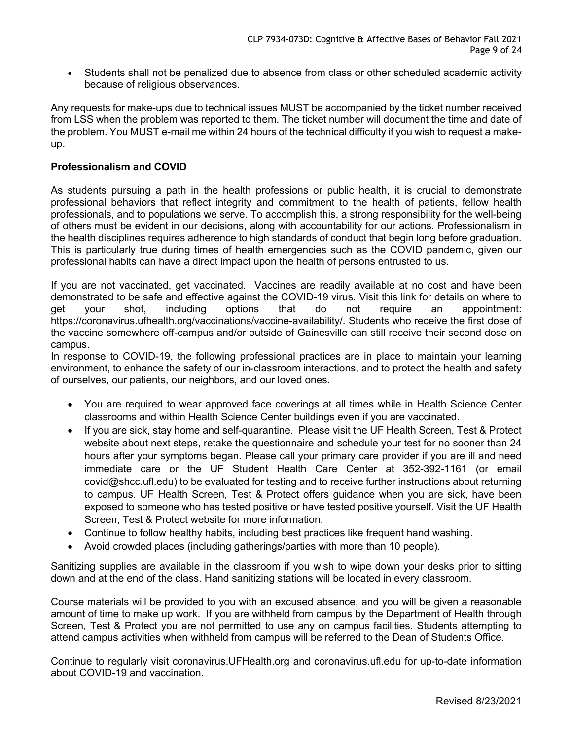- Students shall not be penalized due to absence from class or other scheduled academic activity because of religious observances.

Any requests for make-ups due to technical issues MUST be accompanied by the ticket number received from LSS when the problem was reported to them. The ticket number will document the time and date of the problem. You MUST e-mail me within 24 hours of the technical difficulty if you wish to request a make-up.

**Professionalism and COVID**

As students pursuing a path in the health professions or public health, it is crucial to demonstrate professional behaviors that reflect integrity and commitment to the health of patients, fellow health professionals, and to populations we serve. To accomplish this, a strong responsibility for the well-being of others must be evident in our decisions, along with accountability for our actions. Professionalism in the health disciplines requires adherence to high standards of conduct that begin long before graduation. This is particularly true during times of health emergencies such as the COVID pandemic, given our professional habits can have a direct impact upon the health of persons entrusted to us.

If you are not vaccinated, get vaccinated. Vaccines are readily available at no cost and have been demonstrated to be safe and effective against the COVID-19 virus. Visit this link for details on where to get your shot, including options that do not require an appointment: https://coronavirus.ufhealth.org/vaccinations/vaccine-availability/. Students who receive the first dose of the vaccine somewhere off-campus and/or outside of Gainesville can still receive their second dose on campus.

In response to COVID-19, the following professional practices are in place to maintain your learning environment, to enhance the safety of our in-classroom interactions, and to protect the health and safety of ourselves, our patients, our neighbors, and our loved ones.

- You are required to wear approved face coverings at all times while in Health Science Center classrooms and within Health Science Center buildings even if you are vaccinated.
- If you are sick, stay home and self-quarantine. Please visit the UF Health Screen, Test & Protect website about next steps, retake the questionnaire and schedule your test for no sooner than 24 hours after your symptoms began. Please call your primary care provider if you are ill and need immediate care or the UF Student Health Care Center at 352-392-1161 (or email covid@shcc.ufl.edu) to be evaluated for testing and to receive further instructions about returning to campus. UF Health Screen, Test & Protect offers guidance when you are sick, have been exposed to someone who has tested positive or have tested positive yourself. Visit the UF Health Screen, Test & Protect website for more information.
- Continue to follow healthy habits, including best practices like frequent hand washing.
- Avoid crowded places (including gatherings/parties with more than 10 people).

Sanitizing supplies are available in the classroom if you wish to wipe down your desks prior to sitting down and at the end of the class. Hand sanitizing stations will be located in every classroom.

Course materials will be provided to you with an excused absence, and you will be given a reasonable amount of time to make up work. If you are withheld from campus by the Department of Health through Screen, Test & Protect you are not permitted to use any on campus facilities. Students attempting to attend campus activities when withheld from campus will be referred to the Dean of Students Office.

Continue to regularly visit coronavirus.UFHealth.org and coronavirus.ufl.edu for up-to-date information about COVID-19 and vaccination.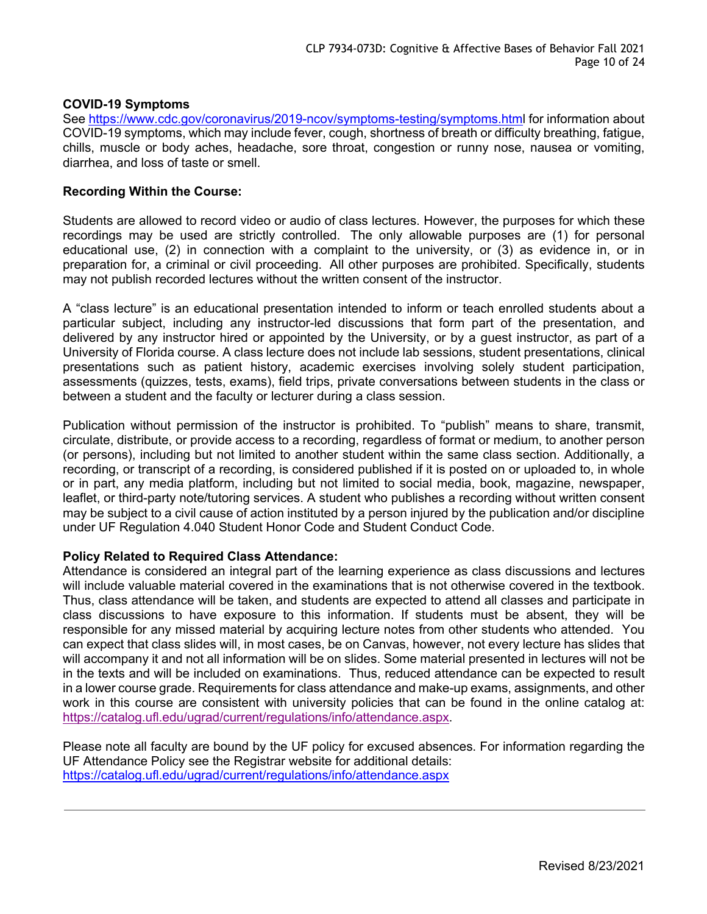**COVID-19 Symptoms**

See https://www.cdc.gov/coronavirus/2019-ncov/symptoms-testing/symptoms.html for information about COVID-19 symptoms, which may include fever, cough, shortness of breath or difficulty breathing, fatigue, chills, muscle or body aches, headache, sore throat, congestion or runny nose, nausea or vomiting, diarrhea, and loss of taste or smell.

**Recording Within the Course:**

Students are allowed to record video or audio of class lectures. However, the purposes for which these recordings may be used are strictly controlled. The only allowable purposes are (1) for personal educational use, (2) in connection with a complaint to the university, or (3) as evidence in, or in preparation for, a criminal or civil proceeding. All other purposes are prohibited. Specifically, students may not publish recorded lectures without the written consent of the instructor.

A "class lecture" is an educational presentation intended to inform or teach enrolled students about a particular subject, including any instructor-led discussions that form part of the presentation, and delivered by any instructor hired or appointed by the University, or by a guest instructor, as part of a University of Florida course. A class lecture does not include lab sessions, student presentations, clinical presentations such as patient history, academic exercises involving solely student participation, assessments (quizzes, tests, exams), field trips, private conversations between students in the class or between a student and the faculty or lecturer during a class session.

Publication without permission of the instructor is prohibited. To "publish" means to share, transmit, circulate, distribute, or provide access to a recording, regardless of format or medium, to another person (or persons), including but not limited to another student within the same class section. Additionally, a recording, or transcript of a recording, is considered published if it is posted on or uploaded to, in whole or in part, any media platform, including but not limited to social media, book, magazine, newspaper, leaflet, or third-party note/tutoring services. A student who publishes a recording without written consent may be subject to a civil cause of action instituted by a person injured by the publication and/or discipline under UF Regulation 4.040 Student Honor Code and Student Conduct Code.

**Policy Related to Required Class Attendance:**

Attendance is considered an integral part of the learning experience as class discussions and lectures will include valuable material covered in the examinations that is not otherwise covered in the textbook. Thus, class attendance will be taken, and students are expected to attend all classes and participate in class discussions to have exposure to this information. If students must be absent, they will be responsible for any missed material by acquiring lecture notes from other students who attended. You can expect that class slides will, in most cases, be on Canvas, however, not every lecture has slides that will accompany it and not all information will be on slides. Some material presented in lectures will not be in the texts and will be included on examinations. Thus, reduced attendance can be expected to result in a lower course grade. Requirements for class attendance and make-up exams, assignments, and other work in this course are consistent with university policies that can be found in the online catalog at: https://catalog.ufl.edu/ugrad/current/regulations/info/attendance.aspx.

Please note all faculty are bound by the UF policy for excused absences. For information regarding the UF Attendance Policy see the Registrar website for additional details:
https://catalog.ufl.edu/ugrad/current/regulations/info/attendance.aspx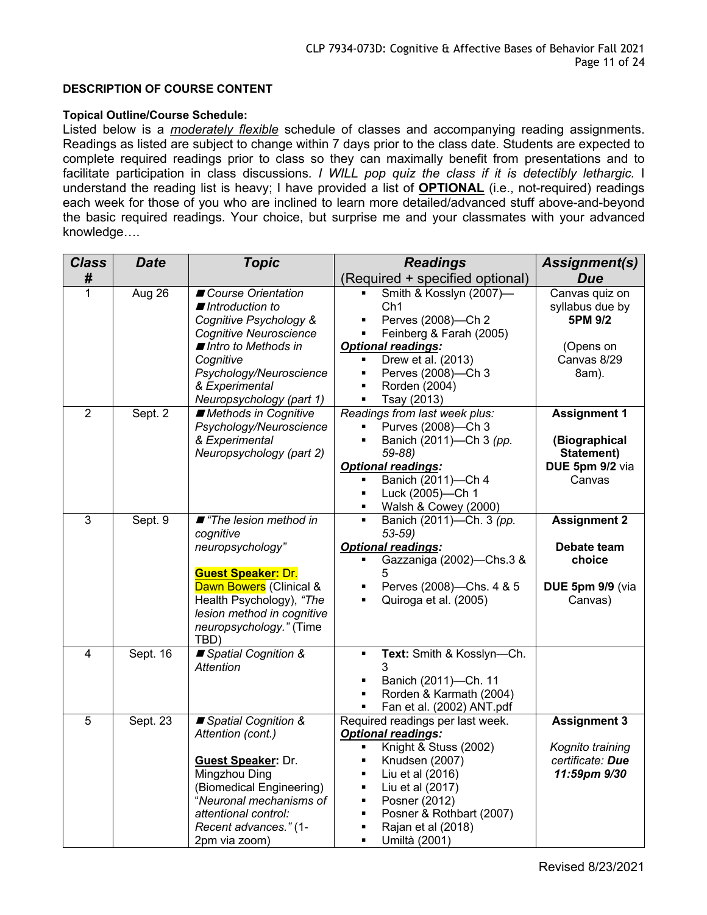**DESCRIPTION OF COURSE CONTENT**

**Topical Outline/Course Schedule:**

Listed below is a *moderately flexible* schedule of classes and accompanying reading assignments. Readings as listed are subject to change within 7 days prior to the class date. Students are expected to complete required readings prior to class so they can maximally benefit from presentations and to facilitate participation in class discussions. *I WILL pop quiz the class if it is detectibly lethargic.* I understand the reading list is heavy; I have provided a list of **OPTIONAL** (i.e., not-required) readings each week for those of you who are inclined to learn more detailed/advanced stuff above-and-beyond the basic required readings. Your choice, but surprise me and your classmates with your advanced knowledge….

| *Class #* | *Date* | *Topic* | *Readings* (Required + specified optional) | *Assignment(s) Due* |
|---|---|---|---|---|
| 1 | Aug 26 | ■ *Course Orientation*<br>■ *Introduction to Cognitive Psychology & Cognitive Neuroscience*<br>■ *Intro to Methods in Cognitive Psychology/Neuroscience & Experimental Neuropsychology (part 1)* | ▪ Smith & Kosslyn (2007)—Ch1<br>▪ Perves (2008)—Ch 2<br>▪ Feinberg & Farah (2005)<br>***Optional readings:***<br>▪ Drew et al. (2013)<br>▪ Perves (2008)—Ch 3<br>▪ Rorden (2004)<br>▪ Tsay (2013) | Canvas quiz on syllabus due by **5PM 9/2**<br><br>(Opens on Canvas 8/29 8am). |
| 2 | Sept. 2 | ■ *Methods in Cognitive Psychology/Neuroscience & Experimental Neuropsychology (part 2)* | *Readings from last week plus:*<br>▪ Purves (2008)—Ch 3<br>▪ Banich (2011)—Ch 3 *(pp. 59-88)*<br>***Optional readings:***<br>▪ Banich (2011)—Ch 4<br>▪ Luck (2005)—Ch 1<br>▪ Walsh & Cowey (2000) | **Assignment 1**<br><br>**(Biographical Statement)**<br>**DUE 5pm 9/2** via Canvas |
| 3 | Sept. 9 | ■ *"The lesion method in cognitive neuropsychology"*<br><br>**Guest Speaker:** Dr. Dawn Bowers (Clinical & Health Psychology), *"The lesion method in cognitive neuropsychology."* (Time TBD) | ▪ Banich (2011)—Ch. 3 *(pp. 53-59)*<br>***Optional readings:***<br>▪ Gazzaniga (2002)—Chs.3 & 5<br>▪ Perves (2008)—Chs. 4 & 5<br>▪ Quiroga et al. (2005) | **Assignment 2**<br><br>**Debate team choice**<br><br>**DUE 5pm 9/9** (via Canvas) |
| 4 | Sept. 16 | ■ *Spatial Cognition & Attention* | ▪ **Text:** Smith & Kosslyn—Ch. 3<br>▪ Banich (2011)—Ch. 11<br>▪ Rorden & Karmath (2004)<br>▪ Fan et al. (2002) ANT.pdf | |
| 5 | Sept. 23 | ■ *Spatial Cognition & Attention (cont.)*<br><br>**Guest Speaker:** Dr. Mingzhou Ding (Biomedical Engineering) "*Neuronal mechanisms of attentional control: Recent advances."* (1-2pm via zoom) | Required readings per last week.<br>***Optional readings:***<br>▪ Knight & Stuss (2002)<br>▪ Knudsen (2007)<br>▪ Liu et al (2016)<br>▪ Liu et al (2017)<br>▪ Posner (2012)<br>▪ Posner & Rothbart (2007)<br>▪ Rajan et al (2018)<br>▪ Umiltà (2001) | **Assignment 3**<br><br>*Kognito training certificate: **Due 11:59pm 9/30*** |

Revised 8/23/2021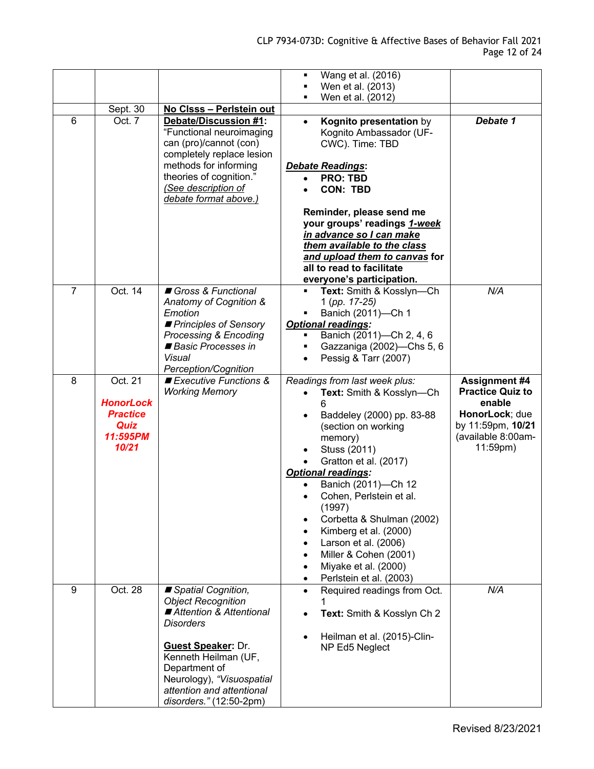| | | | | |
|---|---|---|---|---|
| | | | ▪ Wang et al. (2016)<br>▪ Wen et al. (2013)<br>▪ Wen et al. (2012) | |
| | Sept. 30 | **No Clsss – Perlstein out** | | |
| 6 | Oct. 7 | **Debate/Discussion #1**: "Functional neuroimaging can (pro)/cannot (con) completely replace lesion methods for informing theories of cognition." *(See description of debate format above.)* | • **Kognito presentation** by Kognito Ambassador (UF-CWC). Time: TBD<br><br>***Debate Readings***:<br>• **PRO: TBD**<br>• **CON: TBD**<br><br>**Reminder, please send me your groups' readings *1-week in advance so I can make them available to the class and upload them to canvas* for all to read to facilitate everyone's participation.** | ***Debate 1*** |
| 7 | Oct. 14 | *■ Gross & Functional Anatomy of Cognition & Emotion*<br>*■ Principles of Sensory Processing & Encoding*<br>*■ Basic Processes in Visual Perception/Cognition* | ▪ **Text:** Smith & Kosslyn—Ch 1 *(pp. 17-25)*<br>▪ Banich (2011)—Ch 1<br>***Optional readings:***<br>▪ Banich (2011)—Ch 2, 4, 6<br>▪ Gazzaniga (2002)—Chs 5, 6<br>• Pessig & Tarr (2007) | *N/A* |
| 8 | Oct. 21<br><br>***HonorLock Practice Quiz 11:595PM 10/21*** | *■ Executive Functions & Working Memory* | *Readings from last week plus:*<br>• **Text:** Smith & Kosslyn—Ch 6<br>• Baddeley (2000) pp. 83-88 (section on working memory)<br>• Stuss (2011)<br>• Gratton et al. (2017)<br>***Optional readings:***<br>• Banich (2011)—Ch 12<br>• Cohen, Perlstein et al. (1997)<br>• Corbetta & Shulman (2002)<br>• Kimberg et al. (2000)<br>• Larson et al. (2006)<br>• Miller & Cohen (2001)<br>• Miyake et al. (2000)<br>• Perlstein et al. (2003) | **Assignment #4 Practice Quiz to enable HonorLock**; due by 11:59pm, **10/21** (available 8:00am-11:59pm) |
| 9 | Oct. 28 | *■ Spatial Cognition, Object Recognition*<br>*■ Attention & Attentional Disorders*<br><br>**Guest Speaker**: Dr. Kenneth Heilman (UF, Department of Neurology), *"Visuospatial attention and attentional disorders."* (12:50-2pm) | • Required readings from Oct. 1<br>• **Text:** Smith & Kosslyn Ch 2<br><br>• Heilman et al. (2015)-Clin-NP Ed5 Neglect | *N/A* |

Revised 8/23/2021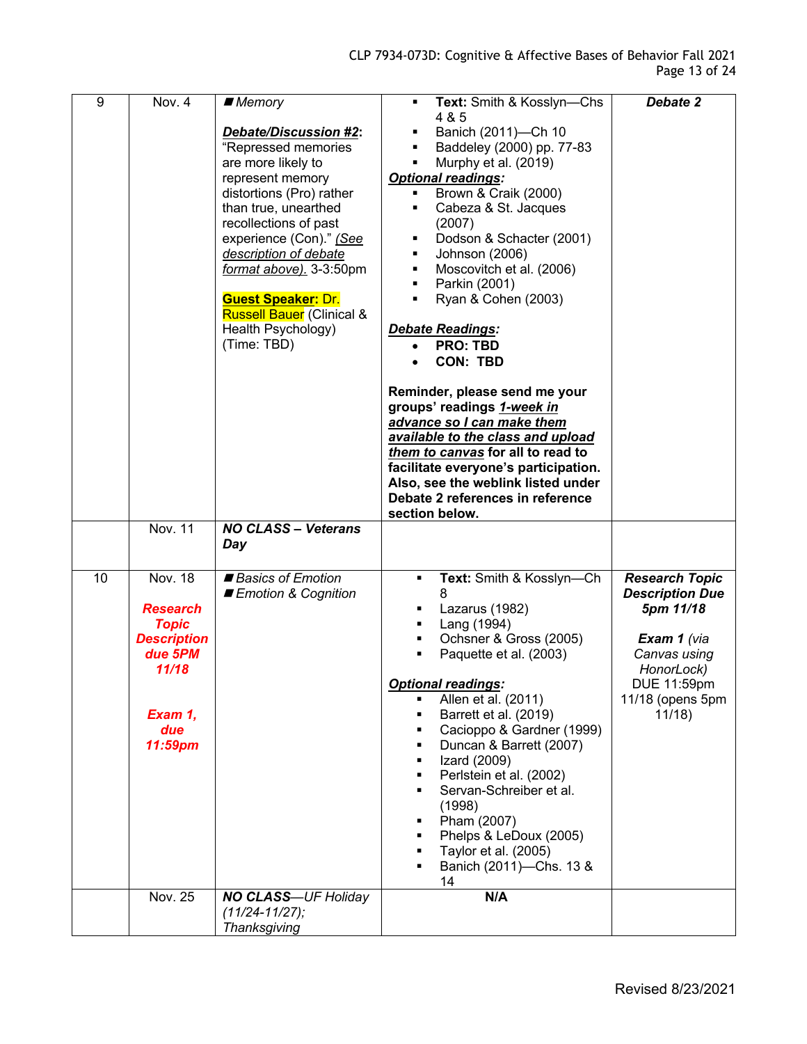| | | | | |
|---|---|---|---|---|
| 9 | Nov. 4 | ■ *Memory*<br><br>***Debate/Discussion #2***: "Repressed memories are more likely to represent memory distortions (Pro) rather than true, unearthed recollections of past experience (Con)." *(See description of debate format above).* 3-3:50pm<br><br>**Guest Speaker:** Dr. Russell Bauer (Clinical & Health Psychology) (Time: TBD) | ▪ **Text:** Smith & Kosslyn—Chs 4 & 5<br>▪ Banich (2011)—Ch 10<br>▪ Baddeley (2000) pp. 77-83<br>▪ Murphy et al. (2019)<br>***Optional readings:***<br>▪ Brown & Craik (2000)<br>▪ Cabeza & St. Jacques (2007)<br>▪ Dodson & Schacter (2001)<br>▪ Johnson (2006)<br>▪ Moscovitch et al. (2006)<br>▪ Parkin (2001)<br>▪ Ryan & Cohen (2003)<br><br>***Debate Readings:***<br>• **PRO: TBD**<br>• **CON: TBD**<br><br>**Reminder, please send me your groups' readings *1-week in advance so I can make them available to the class and upload them to canvas* for all to read to facilitate everyone's participation. Also, see the weblink listed under Debate 2 references in reference section below.** | ***Debate 2*** |
| | Nov. 11 | ***NO CLASS – Veterans Day*** | | |
| 10 | Nov. 18<br><br>***Research Topic Description due 5PM 11/18***<br><br>***Exam 1, due 11:59pm*** | ■ *Basics of Emotion*<br>■ *Emotion & Cognition* | ▪ **Text:** Smith & Kosslyn—Ch 8<br>▪ Lazarus (1982)<br>▪ Lang (1994)<br>▪ Ochsner & Gross (2005)<br>▪ Paquette et al. (2003)<br><br>***Optional readings:***<br>▪ Allen et al. (2011)<br>▪ Barrett et al. (2019)<br>▪ Cacioppo & Gardner (1999)<br>▪ Duncan & Barrett (2007)<br>▪ Izard (2009)<br>▪ Perlstein et al. (2002)<br>▪ Servan-Schreiber et al. (1998)<br>▪ Pham (2007)<br>▪ Phelps & LeDoux (2005)<br>▪ Taylor et al. (2005)<br>▪ Banich (2011)—Chs. 13 & 14 | ***Research Topic Description Due 5pm 11/18***<br><br>***Exam 1*** *(via Canvas using HonorLock)* DUE 11:59pm 11/18 (opens 5pm 11/18) |
| | Nov. 25 | ***NO CLASS**—UF Holiday (11/24-11/27); Thanksgiving* | **N/A** | |

Revised 8/23/2021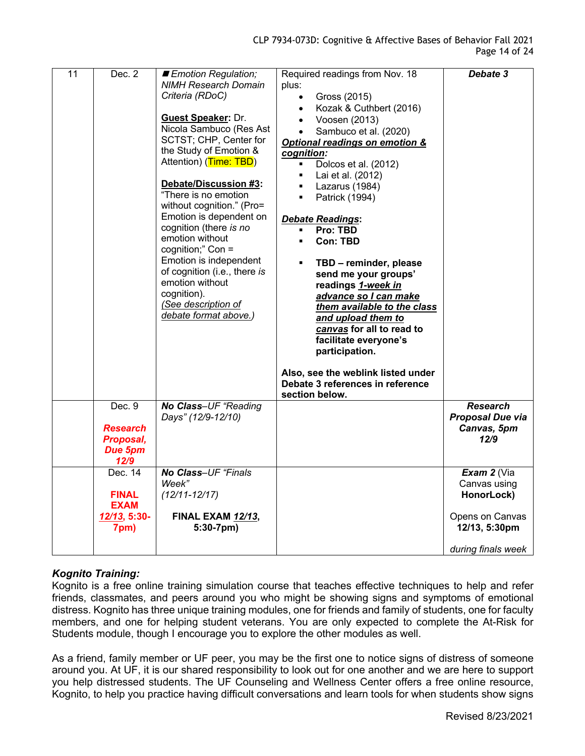| 11 | Dec. 2 | ■ *Emotion Regulation; NIMH Research Domain Criteria (RDoC)*<br><br>**Guest Speaker:** Dr. Nicola Sambuco (Res Ast SCTST; CHP, Center for the Study of Emotion & Attention) (Time: TBD)<br><br>**Debate/Discussion #3:** "There is no emotion without cognition." (Pro= Emotion is dependent on cognition (there *is no* emotion without cognition;" Con = Emotion is independent of cognition (i.e., there *is* emotion without cognition).<br>*(See description of debate format above.)* | Required readings from Nov. 18 plus:<br>• Gross (2015)<br>• Kozak & Cuthbert (2016)<br>• Voosen (2013)<br>• Sambuco et al. (2020)<br>***Optional readings on emotion & cognition:***<br>▪ Dolcos et al. (2012)<br>▪ Lai et al. (2012)<br>▪ Lazarus (1984)<br>▪ Patrick (1994)<br><br>***Debate Readings*:**<br>▪ **Pro: TBD**<br>▪ **Con: TBD**<br><br>▪ **TBD – reminder, please send me your groups' readings *1-week in advance so I can make them available to the class and upload them to canvas* for all to read to facilitate everyone's participation.**<br><br>**Also, see the weblink listed under Debate 3 references in reference section below.** | ***Debate 3*** |
|---|---|---|---|---|
| | Dec. 9<br><br>***Research Proposal, Due 5pm 12/9*** | ***No Class***–UF *"Reading Days" (12/9-12/10)* | | ***Research Proposal Due via Canvas, 5pm 12/9*** |
| | Dec. 14<br><br>**FINAL EXAM *12/13*, 5:30-7pm)** | ***No Class***–UF *"Finals Week" (12/11-12/17)*<br><br>**FINAL EXAM *12/13*, 5:30-7pm)** | | ***Exam 2*** (Via Canvas using **HonorLock)**<br><br>Opens on Canvas **12/13, 5:30pm**<br><br>*during finals week* |

### *Kognito Training:*

Kognito is a free online training simulation course that teaches effective techniques to help and refer friends, classmates, and peers around you who might be showing signs and symptoms of emotional distress. Kognito has three unique training modules, one for friends and family of students, one for faculty members, and one for helping student veterans. You are only expected to complete the At-Risk for Students module, though I encourage you to explore the other modules as well.

As a friend, family member or UF peer, you may be the first one to notice signs of distress of someone around you. At UF, it is our shared responsibility to look out for one another and we are here to support you help distressed students. The UF Counseling and Wellness Center offers a free online resource, Kognito, to help you practice having difficult conversations and learn tools for when students show signs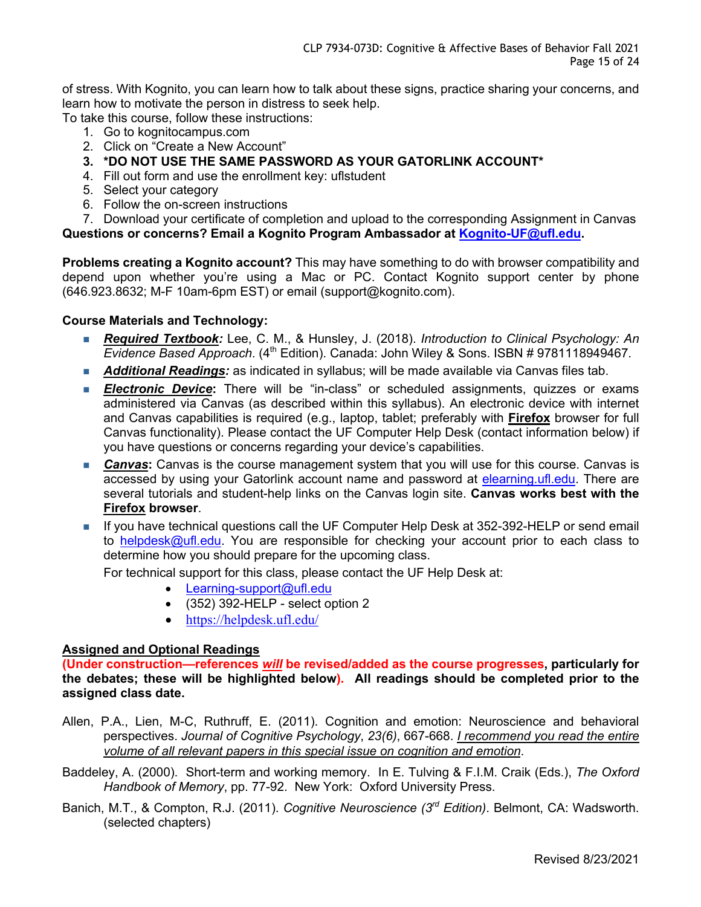of stress. With Kognito, you can learn how to talk about these signs, practice sharing your concerns, and learn how to motivate the person in distress to seek help.

To take this course, follow these instructions:

1. Go to kognitocampus.com
2. Click on "Create a New Account"
3. **\*DO NOT USE THE SAME PASSWORD AS YOUR GATORLINK ACCOUNT\***
4. Fill out form and use the enrollment key: uflstudent
5. Select your category
6. Follow the on-screen instructions
7. Download your certificate of completion and upload to the corresponding Assignment in Canvas

**Questions or concerns? Email a Kognito Program Ambassador at Kognito-UF@ufl.edu.**

**Problems creating a Kognito account?** This may have something to do with browser compatibility and depend upon whether you're using a Mac or PC. Contact Kognito support center by phone (646.923.8632; M-F 10am-6pm EST) or email (support@kognito.com).

**Course Materials and Technology:**

- ***Required Textbook:*** Lee, C. M., & Hunsley, J. (2018). *Introduction to Clinical Psychology: An Evidence Based Approach*. (4th Edition). Canada: John Wiley & Sons. ISBN # 9781118949467.
- ***Additional Readings:*** as indicated in syllabus; will be made available via Canvas files tab.
- ***Electronic Device*****:** There will be "in-class" or scheduled assignments, quizzes or exams administered via Canvas (as described within this syllabus). An electronic device with internet and Canvas capabilities is required (e.g., laptop, tablet; preferably with **Firefox** browser for full Canvas functionality). Please contact the UF Computer Help Desk (contact information below) if you have questions or concerns regarding your device's capabilities.
- ***Canvas*****:** Canvas is the course management system that you will use for this course. Canvas is accessed by using your Gatorlink account name and password at elearning.ufl.edu. There are several tutorials and student-help links on the Canvas login site. **Canvas works best with the Firefox browser**.
- If you have technical questions call the UF Computer Help Desk at 352-392-HELP or send email to helpdesk@ufl.edu. You are responsible for checking your account prior to each class to determine how you should prepare for the upcoming class.

  For technical support for this class, please contact the UF Help Desk at:
  - Learning-support@ufl.edu
  - (352) 392-HELP - select option 2
  - https://helpdesk.ufl.edu/

**Assigned and Optional Readings**

**(Under construction—references *will* be revised/added as the course progresses, particularly for the debates; these will be highlighted below). All readings should be completed prior to the assigned class date.**

Allen, P.A., Lien, M-C, Ruthruff, E. (2011). Cognition and emotion: Neuroscience and behavioral perspectives. *Journal of Cognitive Psychology*, *23(6)*, 667-668. *I recommend you read the entire volume of all relevant papers in this special issue on cognition and emotion*.

Baddeley, A. (2000). Short-term and working memory. In E. Tulving & F.I.M. Craik (Eds.), *The Oxford Handbook of Memory*, pp. 77-92. New York: Oxford University Press.

Banich, M.T., & Compton, R.J. (2011). *Cognitive Neuroscience (3rd Edition)*. Belmont, CA: Wadsworth. (selected chapters)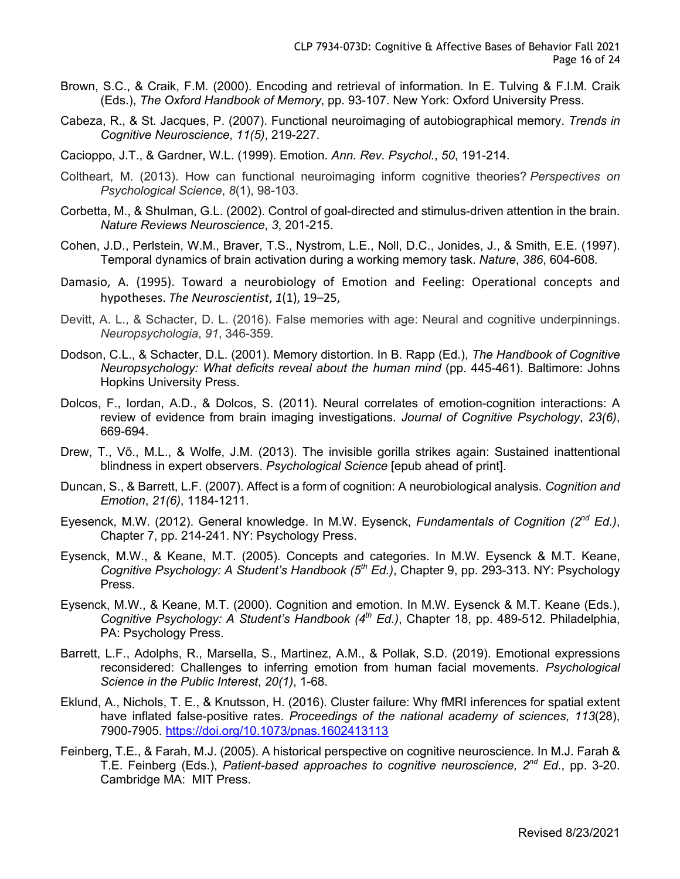Brown, S.C., & Craik, F.M. (2000). Encoding and retrieval of information. In E. Tulving & F.I.M. Craik (Eds.), *The Oxford Handbook of Memory*, pp. 93-107. New York: Oxford University Press.

Cabeza, R., & St. Jacques, P. (2007). Functional neuroimaging of autobiographical memory. *Trends in Cognitive Neuroscience*, *11(5)*, 219-227.

Cacioppo, J.T., & Gardner, W.L. (1999). Emotion. *Ann. Rev. Psychol.*, *50*, 191-214.

Coltheart, M. (2013). How can functional neuroimaging inform cognitive theories? *Perspectives on Psychological Science*, *8*(1), 98-103.

Corbetta, M., & Shulman, G.L. (2002). Control of goal-directed and stimulus-driven attention in the brain. *Nature Reviews Neuroscience*, *3*, 201-215.

Cohen, J.D., Perlstein, W.M., Braver, T.S., Nystrom, L.E., Noll, D.C., Jonides, J., & Smith, E.E. (1997). Temporal dynamics of brain activation during a working memory task. *Nature*, *386*, 604-608.

Damasio, A. (1995). Toward a neurobiology of Emotion and Feeling: Operational concepts and hypotheses. *The Neuroscientist*, *1*(1), 19–25,

Devitt, A. L., & Schacter, D. L. (2016). False memories with age: Neural and cognitive underpinnings. *Neuropsychologia*, *91*, 346-359.

Dodson, C.L., & Schacter, D.L. (2001). Memory distortion. In B. Rapp (Ed.), *The Handbook of Cognitive Neuropsychology: What deficits reveal about the human mind* (pp. 445-461). Baltimore: Johns Hopkins University Press.

Dolcos, F., Iordan, A.D., & Dolcos, S. (2011). Neural correlates of emotion-cognition interactions: A review of evidence from brain imaging investigations. *Journal of Cognitive Psychology*, *23(6)*, 669-694.

Drew, T., Võ., M.L., & Wolfe, J.M. (2013). The invisible gorilla strikes again: Sustained inattentional blindness in expert observers. *Psychological Science* [epub ahead of print].

Duncan, S., & Barrett, L.F. (2007). Affect is a form of cognition: A neurobiological analysis. *Cognition and Emotion*, *21(6)*, 1184-1211.

Eyesenck, M.W. (2012). General knowledge. In M.W. Eysenck, *Fundamentals of Cognition (2nd Ed.)*, Chapter 7, pp. 214-241. NY: Psychology Press.

Eysenck, M.W., & Keane, M.T. (2005). Concepts and categories. In M.W. Eysenck & M.T. Keane, *Cognitive Psychology: A Student's Handbook (5th Ed.)*, Chapter 9, pp. 293-313. NY: Psychology Press.

Eysenck, M.W., & Keane, M.T. (2000). Cognition and emotion. In M.W. Eysenck & M.T. Keane (Eds.), *Cognitive Psychology: A Student's Handbook (4th Ed.)*, Chapter 18, pp. 489-512. Philadelphia, PA: Psychology Press.

Barrett, L.F., Adolphs, R., Marsella, S., Martinez, A.M., & Pollak, S.D. (2019). Emotional expressions reconsidered: Challenges to inferring emotion from human facial movements. *Psychological Science in the Public Interest*, *20(1)*, 1-68.

Eklund, A., Nichols, T. E., & Knutsson, H. (2016). Cluster failure: Why fMRI inferences for spatial extent have inflated false-positive rates. *Proceedings of the national academy of sciences*, *113*(28), 7900-7905. https://doi.org/10.1073/pnas.1602413113

Feinberg, T.E., & Farah, M.J. (2005). A historical perspective on cognitive neuroscience. In M.J. Farah & T.E. Feinberg (Eds.), *Patient-based approaches to cognitive neuroscience, 2nd Ed.*, pp. 3-20. Cambridge MA: MIT Press.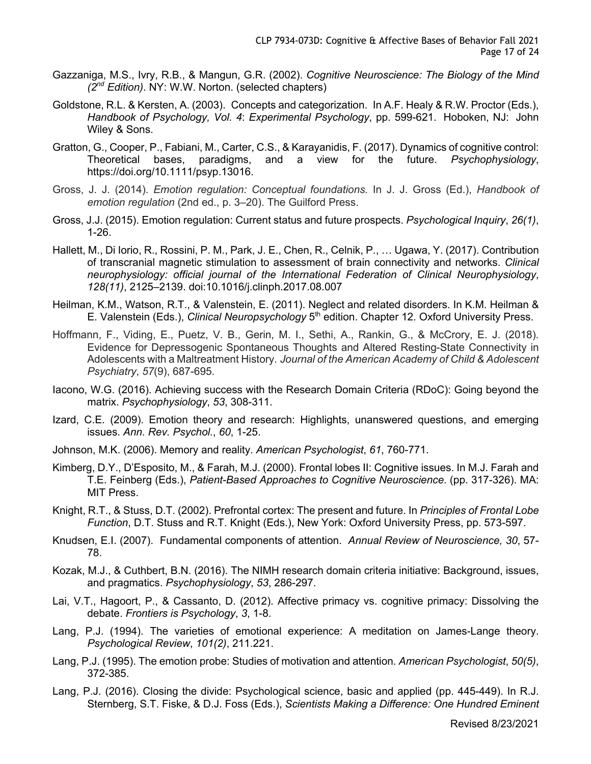Gazzaniga, M.S., Ivry, R.B., & Mangun, G.R. (2002). *Cognitive Neuroscience: The Biology of the Mind (2nd Edition)*. NY: W.W. Norton. (selected chapters)

Goldstone, R.L. & Kersten, A. (2003). Concepts and categorization. In A.F. Healy & R.W. Proctor (Eds.), *Handbook of Psychology, Vol. 4*: *Experimental Psychology*, pp. 599-621. Hoboken, NJ: John Wiley & Sons.

Gratton, G., Cooper, P., Fabiani, M., Carter, C.S., & Karayanidis, F. (2017). Dynamics of cognitive control: Theoretical bases, paradigms, and a view for the future. *Psychophysiology*, https://doi.org/10.1111/psyp.13016.

Gross, J. J. (2014). *Emotion regulation: Conceptual foundations.* In J. J. Gross (Ed.), *Handbook of emotion regulation* (2nd ed., p. 3–20). The Guilford Press.

Gross, J.J. (2015). Emotion regulation: Current status and future prospects. *Psychological Inquiry*, *26(1)*, 1-26.

Hallett, M., Di Iorio, R., Rossini, P. M., Park, J. E., Chen, R., Celnik, P., … Ugawa, Y. (2017). Contribution of transcranial magnetic stimulation to assessment of brain connectivity and networks. *Clinical neurophysiology: official journal of the International Federation of Clinical Neurophysiology*, *128(11)*, 2125–2139. doi:10.1016/j.clinph.2017.08.007

Heilman, K.M., Watson, R.T., & Valenstein, E. (2011). Neglect and related disorders. In K.M. Heilman & E. Valenstein (Eds.), *Clinical Neuropsychology* 5th edition. Chapter 12. Oxford University Press.

Hoffmann, F., Viding, E., Puetz, V. B., Gerin, M. I., Sethi, A., Rankin, G., & McCrory, E. J. (2018). Evidence for Depressogenic Spontaneous Thoughts and Altered Resting-State Connectivity in Adolescents with a Maltreatment History. *Journal of the American Academy of Child & Adolescent Psychiatry*, *57*(9), 687-695.

Iacono, W.G. (2016). Achieving success with the Research Domain Criteria (RDoC): Going beyond the matrix. *Psychophysiology*, *53*, 308-311.

Izard, C.E. (2009). Emotion theory and research: Highlights, unanswered questions, and emerging issues. *Ann. Rev. Psychol.*, *60*, 1-25.

Johnson, M.K. (2006). Memory and reality. *American Psychologist*, *61*, 760-771.

Kimberg, D.Y., D'Esposito, M., & Farah, M.J. (2000). Frontal lobes II: Cognitive issues. In M.J. Farah and T.E. Feinberg (Eds.), *Patient-Based Approaches to Cognitive Neuroscience*. (pp. 317-326). MA: MIT Press.

Knight, R.T., & Stuss, D.T. (2002). Prefrontal cortex: The present and future. In *Principles of Frontal Lobe Function*, D.T. Stuss and R.T. Knight (Eds.), New York: Oxford University Press, pp. 573-597.

Knudsen, E.I. (2007). Fundamental components of attention. *Annual Review of Neuroscience, 30*, 57-78.

Kozak, M.J., & Cuthbert, B.N. (2016). The NIMH research domain criteria initiative: Background, issues, and pragmatics. *Psychophysiology*, *53*, 286-297.

Lai, V.T., Hagoort, P., & Cassanto, D. (2012). Affective primacy vs. cognitive primacy: Dissolving the debate. *Frontiers is Psychology*, *3*, 1-8.

Lang, P.J. (1994). The varieties of emotional experience: A meditation on James-Lange theory. *Psychological Review*, *101(2)*, 211.221.

Lang, P.J. (1995). The emotion probe: Studies of motivation and attention. *American Psychologist*, *50(5)*, 372-385.

Lang, P.J. (2016). Closing the divide: Psychological science, basic and applied (pp. 445-449). In R.J. Sternberg, S.T. Fiske, & D.J. Foss (Eds.), *Scientists Making a Difference: One Hundred Eminent*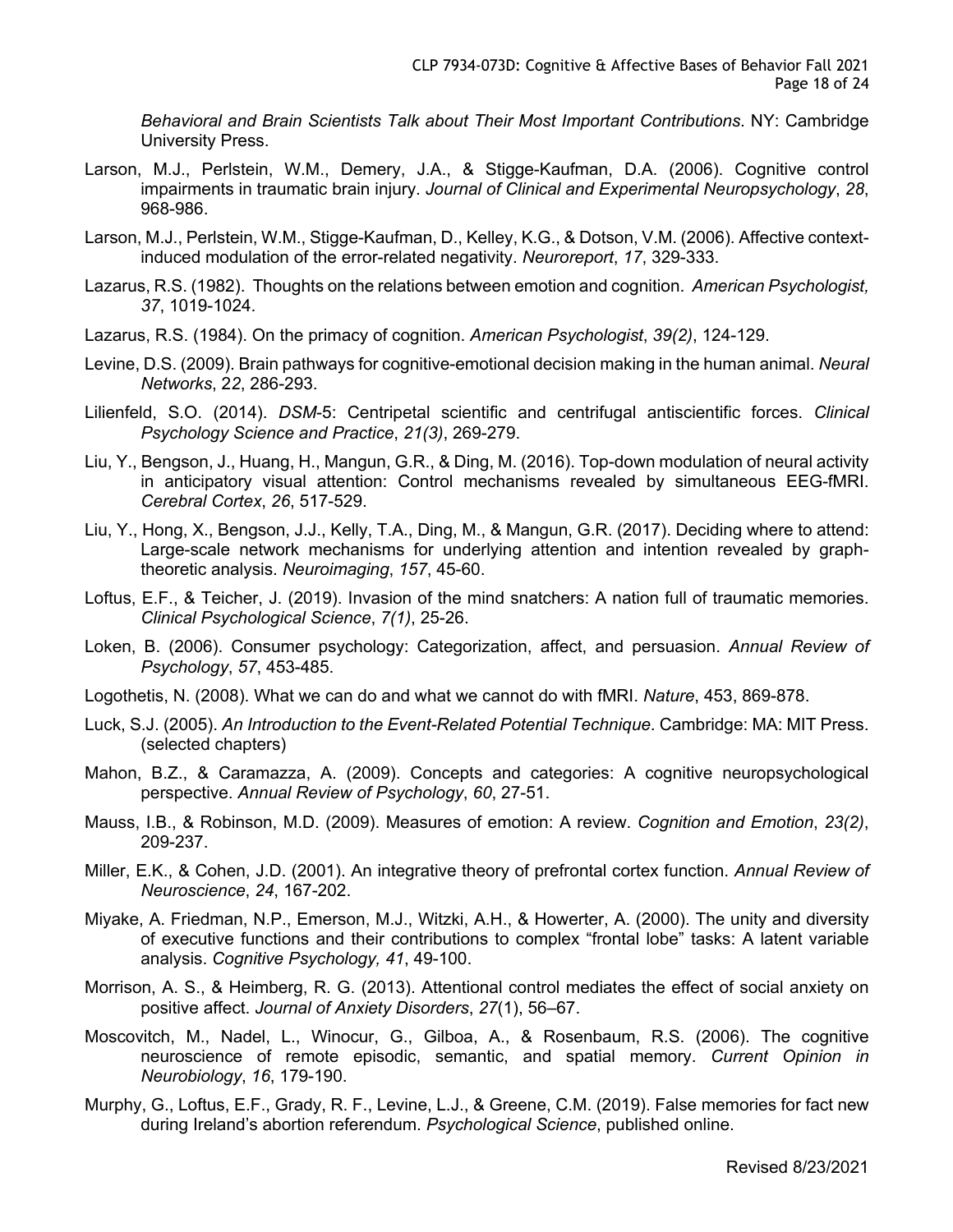*Behavioral and Brain Scientists Talk about Their Most Important Contributions*. NY: Cambridge University Press.

Larson, M.J., Perlstein, W.M., Demery, J.A., & Stigge-Kaufman, D.A. (2006). Cognitive control impairments in traumatic brain injury. *Journal of Clinical and Experimental Neuropsychology*, *28*, 968-986.

Larson, M.J., Perlstein, W.M., Stigge-Kaufman, D., Kelley, K.G., & Dotson, V.M. (2006). Affective context-induced modulation of the error-related negativity. *Neuroreport*, *17*, 329-333.

Lazarus, R.S. (1982). Thoughts on the relations between emotion and cognition. *American Psychologist, 37*, 1019-1024.

Lazarus, R.S. (1984). On the primacy of cognition. *American Psychologist*, *39(2)*, 124-129.

Levine, D.S. (2009). Brain pathways for cognitive-emotional decision making in the human animal. *Neural Networks*, *22*, 286-293.

Lilienfeld, S.O. (2014). *DSM*-5: Centripetal scientific and centrifugal antiscientific forces. *Clinical Psychology Science and Practice*, *21(3)*, 269-279.

Liu, Y., Bengson, J., Huang, H., Mangun, G.R., & Ding, M. (2016). Top-down modulation of neural activity in anticipatory visual attention: Control mechanisms revealed by simultaneous EEG-fMRI. *Cerebral Cortex*, *26*, 517-529.

Liu, Y., Hong, X., Bengson, J.J., Kelly, T.A., Ding, M., & Mangun, G.R. (2017). Deciding where to attend: Large-scale network mechanisms for underlying attention and intention revealed by graph-theoretic analysis. *Neuroimaging, 157*, 45-60.

Loftus, E.F., & Teicher, J. (2019). Invasion of the mind snatchers: A nation full of traumatic memories. *Clinical Psychological Science*, *7(1)*, 25-26.

Loken, B. (2006). Consumer psychology: Categorization, affect, and persuasion. *Annual Review of Psychology*, *57*, 453-485.

Logothetis, N. (2008). What we can do and what we cannot do with fMRI. *Nature*, 453, 869-878.

Luck, S.J. (2005). *An Introduction to the Event-Related Potential Technique*. Cambridge: MA: MIT Press. (selected chapters)

Mahon, B.Z., & Caramazza, A. (2009). Concepts and categories: A cognitive neuropsychological perspective. *Annual Review of Psychology*, *60*, 27-51.

Mauss, I.B., & Robinson, M.D. (2009). Measures of emotion: A review. *Cognition and Emotion*, *23(2)*, 209-237.

Miller, E.K., & Cohen, J.D. (2001). An integrative theory of prefrontal cortex function. *Annual Review of Neuroscience*, *24*, 167-202.

Miyake, A. Friedman, N.P., Emerson, M.J., Witzki, A.H., & Howerter, A. (2000). The unity and diversity of executive functions and their contributions to complex "frontal lobe" tasks: A latent variable analysis. *Cognitive Psychology, 41*, 49-100.

Morrison, A. S., & Heimberg, R. G. (2013). Attentional control mediates the effect of social anxiety on positive affect. *Journal of Anxiety Disorders*, *27*(1), 56–67.

Moscovitch, M., Nadel, L., Winocur, G., Gilboa, A., & Rosenbaum, R.S. (2006). The cognitive neuroscience of remote episodic, semantic, and spatial memory. *Current Opinion in Neurobiology*, *16*, 179-190.

Murphy, G., Loftus, E.F., Grady, R. F., Levine, L.J., & Greene, C.M. (2019). False memories for fact new during Ireland's abortion referendum. *Psychological Science*, published online.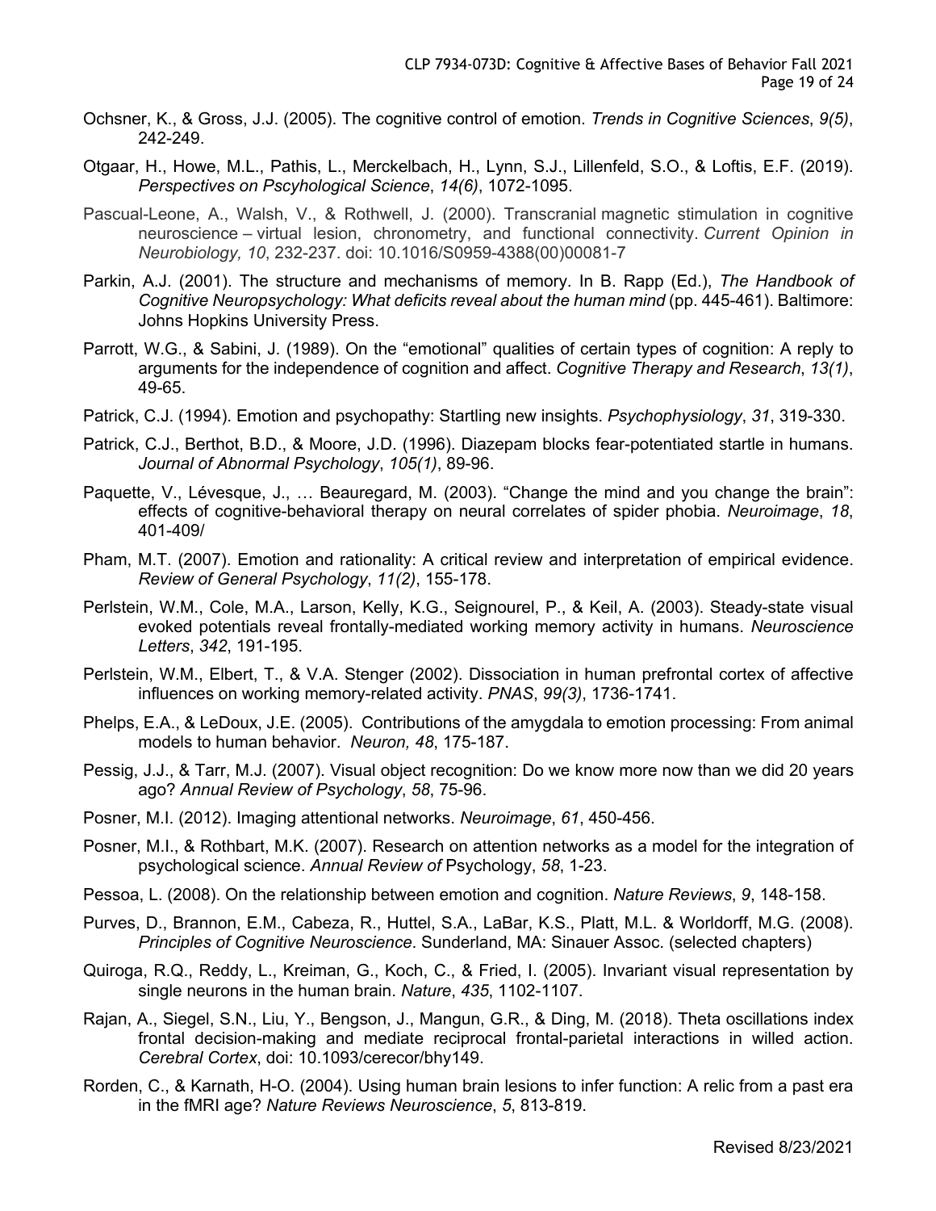Ochsner, K., & Gross, J.J. (2005). The cognitive control of emotion. *Trends in Cognitive Sciences*, *9(5)*, 242-249.

Otgaar, H., Howe, M.L., Pathis, L., Merckelbach, H., Lynn, S.J., Lillenfeld, S.O., & Loftis, E.F. (2019). *Perspectives on Pscyhological Science*, *14(6)*, 1072-1095.

Pascual-Leone, A., Walsh, V., & Rothwell, J. (2000). Transcranial magnetic stimulation in cognitive neuroscience – virtual lesion, chronometry, and functional connectivity. *Current Opinion in Neurobiology, 10*, 232-237. doi: 10.1016/S0959-4388(00)00081-7

Parkin, A.J. (2001). The structure and mechanisms of memory. In B. Rapp (Ed.), *The Handbook of Cognitive Neuropsychology: What deficits reveal about the human mind* (pp. 445-461). Baltimore: Johns Hopkins University Press.

Parrott, W.G., & Sabini, J. (1989). On the "emotional" qualities of certain types of cognition: A reply to arguments for the independence of cognition and affect. *Cognitive Therapy and Research*, *13(1)*, 49-65.

Patrick, C.J. (1994). Emotion and psychopathy: Startling new insights. *Psychophysiology*, *31*, 319-330.

Patrick, C.J., Berthot, B.D., & Moore, J.D. (1996). Diazepam blocks fear-potentiated startle in humans. *Journal of Abnormal Psychology*, *105(1)*, 89-96.

Paquette, V., Lévesque, J., … Beauregard, M. (2003). "Change the mind and you change the brain": effects of cognitive-behavioral therapy on neural correlates of spider phobia. *Neuroimage*, *18*, 401-409/

Pham, M.T. (2007). Emotion and rationality: A critical review and interpretation of empirical evidence. *Review of General Psychology*, *11(2)*, 155-178.

Perlstein, W.M., Cole, M.A., Larson, Kelly, K.G., Seignourel, P., & Keil, A. (2003). Steady-state visual evoked potentials reveal frontally-mediated working memory activity in humans. *Neuroscience Letters*, *342*, 191-195.

Perlstein, W.M., Elbert, T., & V.A. Stenger (2002). Dissociation in human prefrontal cortex of affective influences on working memory-related activity. *PNAS*, *99(3)*, 1736-1741.

Phelps, E.A., & LeDoux, J.E. (2005). Contributions of the amygdala to emotion processing: From animal models to human behavior. *Neuron, 48*, 175-187.

Pessig, J.J., & Tarr, M.J. (2007). Visual object recognition: Do we know more now than we did 20 years ago? *Annual Review of Psychology*, *58*, 75-96.

Posner, M.I. (2012). Imaging attentional networks. *Neuroimage*, *61*, 450-456.

Posner, M.I., & Rothbart, M.K. (2007). Research on attention networks as a model for the integration of psychological science. *Annual Review of* Psychology, *58*, 1-23.

Pessoa, L. (2008). On the relationship between emotion and cognition. *Nature Reviews*, *9*, 148-158.

Purves, D., Brannon, E.M., Cabeza, R., Huttel, S.A., LaBar, K.S., Platt, M.L. & Worldorff, M.G. (2008). *Principles of Cognitive Neuroscience*. Sunderland, MA: Sinauer Assoc. (selected chapters)

Quiroga, R.Q., Reddy, L., Kreiman, G., Koch, C., & Fried, I. (2005). Invariant visual representation by single neurons in the human brain. *Nature*, *435*, 1102-1107.

Rajan, A., Siegel, S.N., Liu, Y., Bengson, J., Mangun, G.R., & Ding, M. (2018). Theta oscillations index frontal decision-making and mediate reciprocal frontal-parietal interactions in willed action. *Cerebral Cortex*, doi: 10.1093/cerecor/bhy149.

Rorden, C., & Karnath, H-O. (2004). Using human brain lesions to infer function: A relic from a past era in the fMRI age? *Nature Reviews Neuroscience*, *5*, 813-819.

Revised 8/23/2021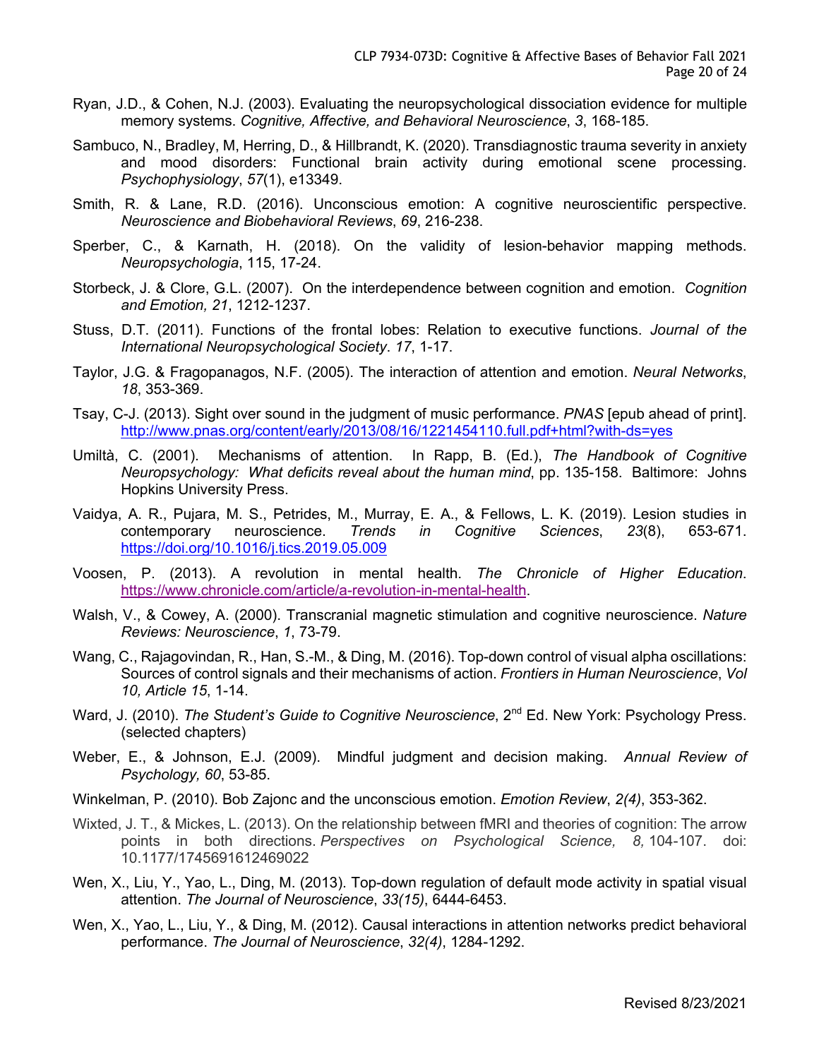Ryan, J.D., & Cohen, N.J. (2003). Evaluating the neuropsychological dissociation evidence for multiple memory systems. *Cognitive, Affective, and Behavioral Neuroscience*, *3*, 168-185.

Sambuco, N., Bradley, M, Herring, D., & Hillbrandt, K. (2020). Transdiagnostic trauma severity in anxiety and mood disorders: Functional brain activity during emotional scene processing. *Psychophysiology*, *57*(1), e13349.

Smith, R. & Lane, R.D. (2016). Unconscious emotion: A cognitive neuroscientific perspective. *Neuroscience and Biobehavioral Reviews*, *69*, 216-238.

Sperber, C., & Karnath, H. (2018). On the validity of lesion-behavior mapping methods. *Neuropsychologia*, 115, 17-24.

Storbeck, J. & Clore, G.L. (2007). On the interdependence between cognition and emotion. *Cognition and Emotion, 21*, 1212-1237.

Stuss, D.T. (2011). Functions of the frontal lobes: Relation to executive functions. *Journal of the International Neuropsychological Society*. *17*, 1-17.

Taylor, J.G. & Fragopanagos, N.F. (2005). The interaction of attention and emotion. *Neural Networks*, *18*, 353-369.

Tsay, C-J. (2013). Sight over sound in the judgment of music performance. *PNAS* [epub ahead of print]. http://www.pnas.org/content/early/2013/08/16/1221454110.full.pdf+html?with-ds=yes

Umiltà, C. (2001). Mechanisms of attention. In Rapp, B. (Ed.), *The Handbook of Cognitive Neuropsychology: What deficits reveal about the human mind*, pp. 135-158. Baltimore: Johns Hopkins University Press.

Vaidya, A. R., Pujara, M. S., Petrides, M., Murray, E. A., & Fellows, L. K. (2019). Lesion studies in contemporary neuroscience. *Trends in Cognitive Sciences*, *23*(8), 653-671. https://doi.org/10.1016/j.tics.2019.05.009

Voosen, P. (2013). A revolution in mental health. *The Chronicle of Higher Education*. https://www.chronicle.com/article/a-revolution-in-mental-health.

Walsh, V., & Cowey, A. (2000). Transcranial magnetic stimulation and cognitive neuroscience. *Nature Reviews: Neuroscience*, *1*, 73-79.

Wang, C., Rajagovindan, R., Han, S.-M., & Ding, M. (2016). Top-down control of visual alpha oscillations: Sources of control signals and their mechanisms of action. *Frontiers in Human Neuroscience*, *Vol 10, Article 15*, 1-14.

Ward, J. (2010). *The Student's Guide to Cognitive Neuroscience*, 2nd Ed. New York: Psychology Press. (selected chapters)

Weber, E., & Johnson, E.J. (2009). Mindful judgment and decision making. *Annual Review of Psychology, 60*, 53-85.

Winkelman, P. (2010). Bob Zajonc and the unconscious emotion. *Emotion Review*, *2(4)*, 353-362.

Wixted, J. T., & Mickes, L. (2013). On the relationship between fMRI and theories of cognition: The arrow points in both directions. *Perspectives on Psychological Science, 8,* 104-107. doi: 10.1177/1745691612469022

Wen, X., Liu, Y., Yao, L., Ding, M. (2013). Top-down regulation of default mode activity in spatial visual attention. *The Journal of Neuroscience*, *33(15)*, 6444-6453.

Wen, X., Yao, L., Liu, Y., & Ding, M. (2012). Causal interactions in attention networks predict behavioral performance. *The Journal of Neuroscience*, *32(4)*, 1284-1292.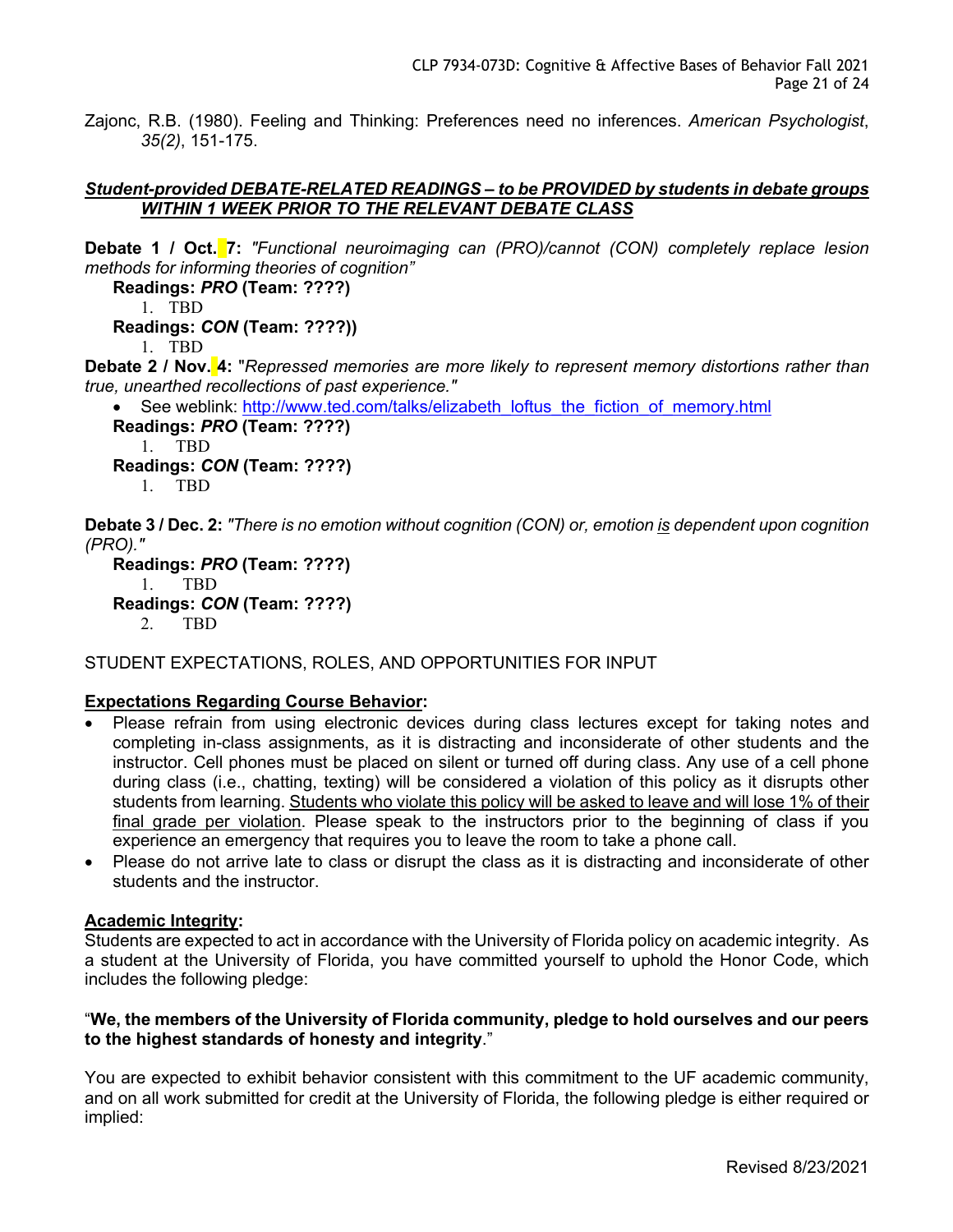Zajonc, R.B. (1980). Feeling and Thinking: Preferences need no inferences. *American Psychologist*, *35(2)*, 151-175.

***<u>Student-provided DEBATE-RELATED READINGS – to be PROVIDED by students in debate groups WITHIN 1 WEEK PRIOR TO THE RELEVANT DEBATE CLASS</u>***

**Debate 1 / Oct. 7:** *"Functional neuroimaging can (PRO)/cannot (CON) completely replace lesion methods for informing theories of cognition"*

**Readings: *PRO* (Team: ????)**

1. TBD

**Readings: *CON* (Team: ????))**

1. TBD

**Debate 2 / Nov. 4:** "*Repressed memories are more likely to represent memory distortions rather than true, unearthed recollections of past experience."*

- See weblink: http://www.ted.com/talks/elizabeth_loftus_the_fiction_of_memory.html

**Readings: *PRO* (Team: ????)**

1. TBD

**Readings: *CON* (Team: ????)**

1. TBD

**Debate 3 / Dec. 2:** *"There is no emotion without cognition (CON) or, emotion <u>is</u> dependent upon cognition (PRO)."*

**Readings: *PRO* (Team: ????)**

1. TBD

**Readings: *CON* (Team: ????)**

2. TBD

STUDENT EXPECTATIONS, ROLES, AND OPPORTUNITIES FOR INPUT

**<u>Expectations Regarding Course Behavior</u>:**

- Please refrain from using electronic devices during class lectures except for taking notes and completing in-class assignments, as it is distracting and inconsiderate of other students and the instructor. Cell phones must be placed on silent or turned off during class. Any use of a cell phone during class (i.e., chatting, texting) will be considered a violation of this policy as it disrupts other students from learning. <u>Students who violate this policy will be asked to leave and will lose 1% of their final grade per violation</u>. Please speak to the instructors prior to the beginning of class if you experience an emergency that requires you to leave the room to take a phone call.
- Please do not arrive late to class or disrupt the class as it is distracting and inconsiderate of other students and the instructor.

**<u>Academic Integrity</u>:**

Students are expected to act in accordance with the University of Florida policy on academic integrity. As a student at the University of Florida, you have committed yourself to uphold the Honor Code, which includes the following pledge:

"**We, the members of the University of Florida community, pledge to hold ourselves and our peers to the highest standards of honesty and integrity**."

You are expected to exhibit behavior consistent with this commitment to the UF academic community, and on all work submitted for credit at the University of Florida, the following pledge is either required or implied:

Revised 8/23/2021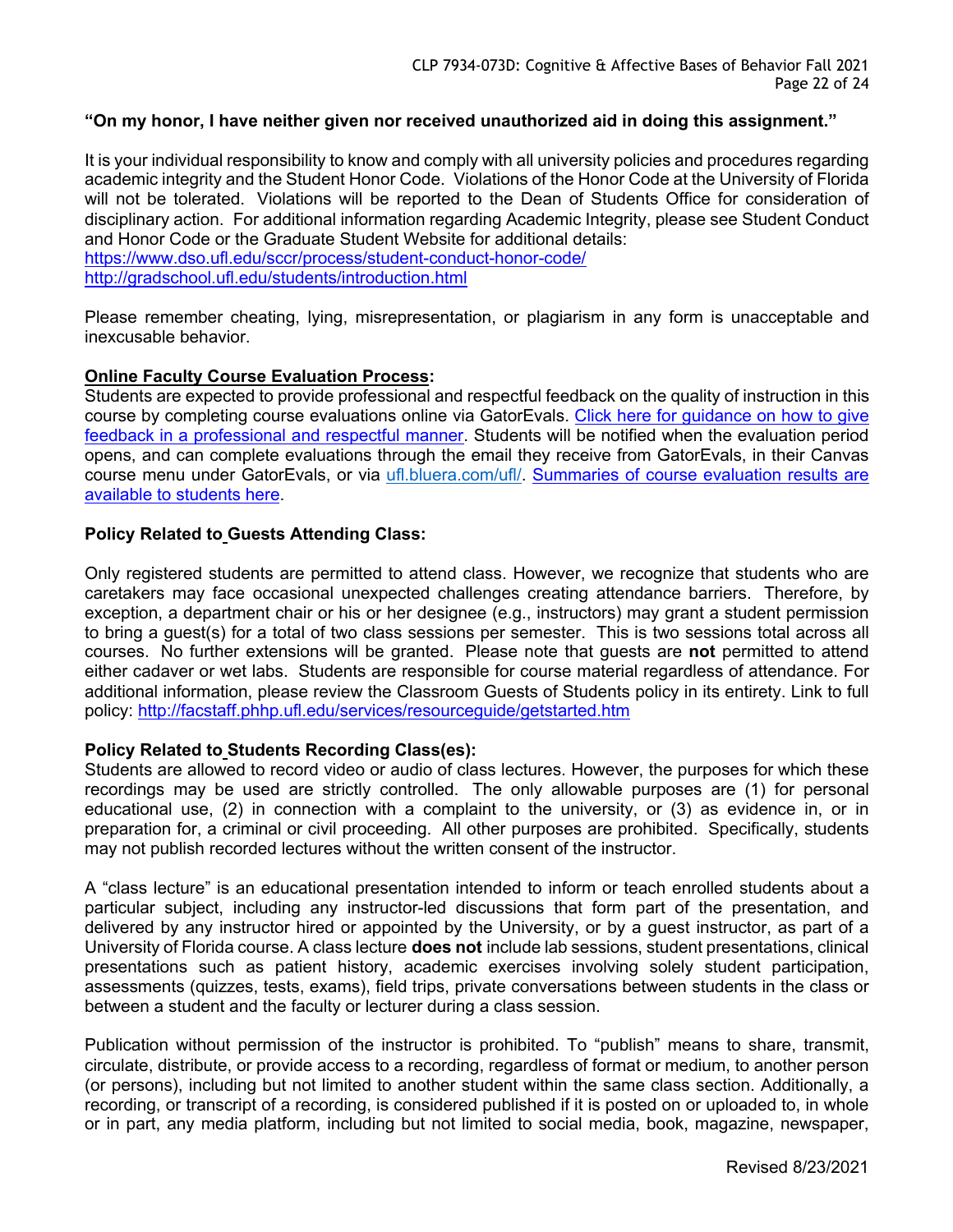**"On my honor, I have neither given nor received unauthorized aid in doing this assignment."**

It is your individual responsibility to know and comply with all university policies and procedures regarding academic integrity and the Student Honor Code. Violations of the Honor Code at the University of Florida will not be tolerated. Violations will be reported to the Dean of Students Office for consideration of disciplinary action. For additional information regarding Academic Integrity, please see Student Conduct and Honor Code or the Graduate Student Website for additional details:
https://www.dso.ufl.edu/sccr/process/student-conduct-honor-code/
http://gradschool.ufl.edu/students/introduction.html

Please remember cheating, lying, misrepresentation, or plagiarism in any form is unacceptable and inexcusable behavior.

**Online Faculty Course Evaluation Process:**

Students are expected to provide professional and respectful feedback on the quality of instruction in this course by completing course evaluations online via GatorEvals. Click here for guidance on how to give feedback in a professional and respectful manner. Students will be notified when the evaluation period opens, and can complete evaluations through the email they receive from GatorEvals, in their Canvas course menu under GatorEvals, or via ufl.bluera.com/ufl/. Summaries of course evaluation results are available to students here.

**Policy Related to Guests Attending Class:**

Only registered students are permitted to attend class. However, we recognize that students who are caretakers may face occasional unexpected challenges creating attendance barriers. Therefore, by exception, a department chair or his or her designee (e.g., instructors) may grant a student permission to bring a guest(s) for a total of two class sessions per semester. This is two sessions total across all courses. No further extensions will be granted. Please note that guests are **not** permitted to attend either cadaver or wet labs. Students are responsible for course material regardless of attendance. For additional information, please review the Classroom Guests of Students policy in its entirety. Link to full policy: http://facstaff.phhp.ufl.edu/services/resourceguide/getstarted.htm

**Policy Related to Students Recording Class(es):**

Students are allowed to record video or audio of class lectures. However, the purposes for which these recordings may be used are strictly controlled. The only allowable purposes are (1) for personal educational use, (2) in connection with a complaint to the university, or (3) as evidence in, or in preparation for, a criminal or civil proceeding. All other purposes are prohibited. Specifically, students may not publish recorded lectures without the written consent of the instructor.

A "class lecture" is an educational presentation intended to inform or teach enrolled students about a particular subject, including any instructor-led discussions that form part of the presentation, and delivered by any instructor hired or appointed by the University, or by a guest instructor, as part of a University of Florida course. A class lecture **does not** include lab sessions, student presentations, clinical presentations such as patient history, academic exercises involving solely student participation, assessments (quizzes, tests, exams), field trips, private conversations between students in the class or between a student and the faculty or lecturer during a class session.

Publication without permission of the instructor is prohibited. To "publish" means to share, transmit, circulate, distribute, or provide access to a recording, regardless of format or medium, to another person (or persons), including but not limited to another student within the same class section. Additionally, a recording, or transcript of a recording, is considered published if it is posted on or uploaded to, in whole or in part, any media platform, including but not limited to social media, book, magazine, newspaper,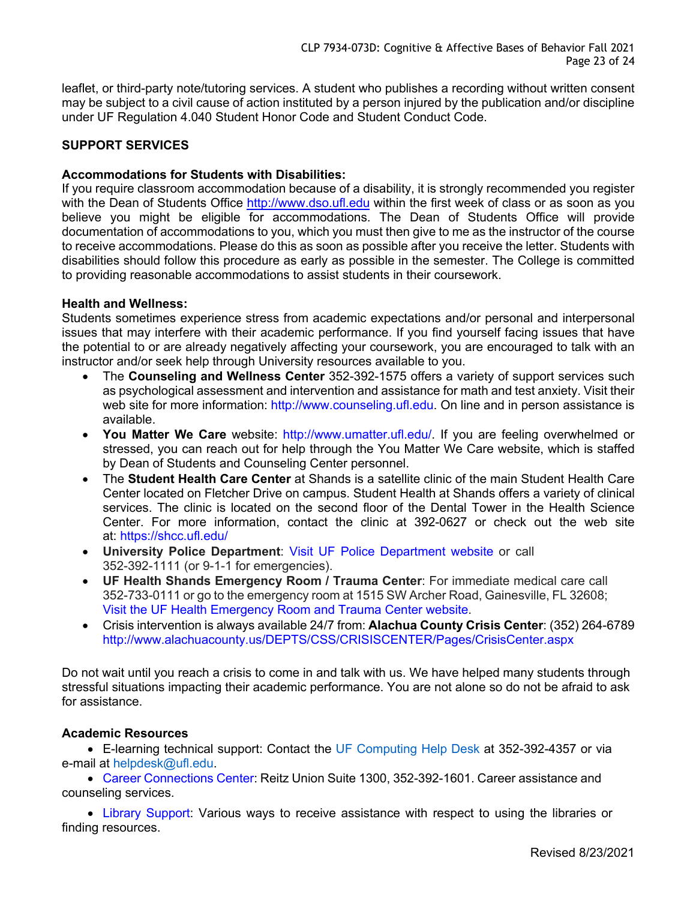leaflet, or third-party note/tutoring services. A student who publishes a recording without written consent may be subject to a civil cause of action instituted by a person injured by the publication and/or discipline under UF Regulation 4.040 Student Honor Code and Student Conduct Code.

## SUPPORT SERVICES

**Accommodations for Students with Disabilities:**
If you require classroom accommodation because of a disability, it is strongly recommended you register with the Dean of Students Office http://www.dso.ufl.edu within the first week of class or as soon as you believe you might be eligible for accommodations. The Dean of Students Office will provide documentation of accommodations to you, which you must then give to me as the instructor of the course to receive accommodations. Please do this as soon as possible after you receive the letter. Students with disabilities should follow this procedure as early as possible in the semester. The College is committed to providing reasonable accommodations to assist students in their coursework.

**Health and Wellness:**
Students sometimes experience stress from academic expectations and/or personal and interpersonal issues that may interfere with their academic performance. If you find yourself facing issues that have the potential to or are already negatively affecting your coursework, you are encouraged to talk with an instructor and/or seek help through University resources available to you.

- The **Counseling and Wellness Center** 352-392-1575 offers a variety of support services such as psychological assessment and intervention and assistance for math and test anxiety. Visit their web site for more information: http://www.counseling.ufl.edu. On line and in person assistance is available.
- **You Matter We Care** website: http://www.umatter.ufl.edu/. If you are feeling overwhelmed or stressed, you can reach out for help through the You Matter We Care website, which is staffed by Dean of Students and Counseling Center personnel.
- The **Student Health Care Center** at Shands is a satellite clinic of the main Student Health Care Center located on Fletcher Drive on campus. Student Health at Shands offers a variety of clinical services. The clinic is located on the second floor of the Dental Tower in the Health Science Center. For more information, contact the clinic at 392-0627 or check out the web site at: https://shcc.ufl.edu/
- **University Police Department**: Visit UF Police Department website or call 352-392-1111 (or 9-1-1 for emergencies).
- **UF Health Shands Emergency Room / Trauma Center**: For immediate medical care call 352-733-0111 or go to the emergency room at 1515 SW Archer Road, Gainesville, FL 32608; Visit the UF Health Emergency Room and Trauma Center website.
- Crisis intervention is always available 24/7 from: **Alachua County Crisis Center**: (352) 264-6789 http://www.alachuacounty.us/DEPTS/CSS/CRISISCENTER/Pages/CrisisCenter.aspx

Do not wait until you reach a crisis to come in and talk with us. We have helped many students through stressful situations impacting their academic performance. You are not alone so do not be afraid to ask for assistance.

**Academic Resources**

- E-learning technical support: Contact the UF Computing Help Desk at 352-392-4357 or via e-mail at helpdesk@ufl.edu.
- Career Connections Center: Reitz Union Suite 1300, 352-392-1601. Career assistance and counseling services.
- Library Support: Various ways to receive assistance with respect to using the libraries or finding resources.

Revised 8/23/2021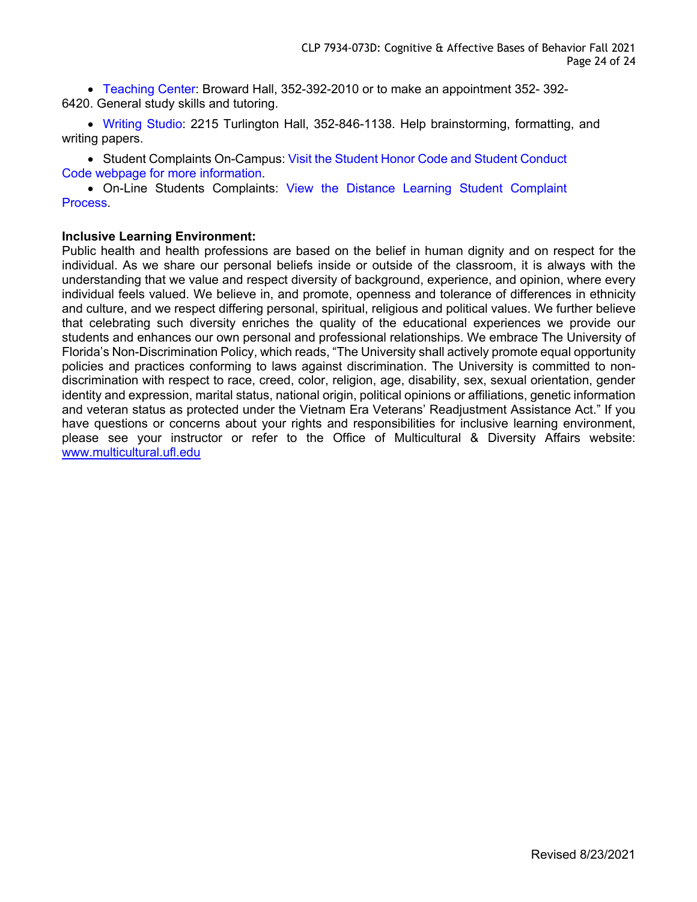- Teaching Center: Broward Hall, 352-392-2010 or to make an appointment 352- 392-6420. General study skills and tutoring.
- Writing Studio: 2215 Turlington Hall, 352-846-1138. Help brainstorming, formatting, and writing papers.
- Student Complaints On-Campus: Visit the Student Honor Code and Student Conduct Code webpage for more information.
- On-Line Students Complaints: View the Distance Learning Student Complaint Process.

**Inclusive Learning Environment:**

Public health and health professions are based on the belief in human dignity and on respect for the individual. As we share our personal beliefs inside or outside of the classroom, it is always with the understanding that we value and respect diversity of background, experience, and opinion, where every individual feels valued. We believe in, and promote, openness and tolerance of differences in ethnicity and culture, and we respect differing personal, spiritual, religious and political values. We further believe that celebrating such diversity enriches the quality of the educational experiences we provide our students and enhances our own personal and professional relationships. We embrace The University of Florida's Non-Discrimination Policy, which reads, "The University shall actively promote equal opportunity policies and practices conforming to laws against discrimination. The University is committed to non-discrimination with respect to race, creed, color, religion, age, disability, sex, sexual orientation, gender identity and expression, marital status, national origin, political opinions or affiliations, genetic information and veteran status as protected under the Vietnam Era Veterans' Readjustment Assistance Act." If you have questions or concerns about your rights and responsibilities for inclusive learning environment, please see your instructor or refer to the Office of Multicultural & Diversity Affairs website: www.multicultural.ufl.edu

Revised 8/23/2021